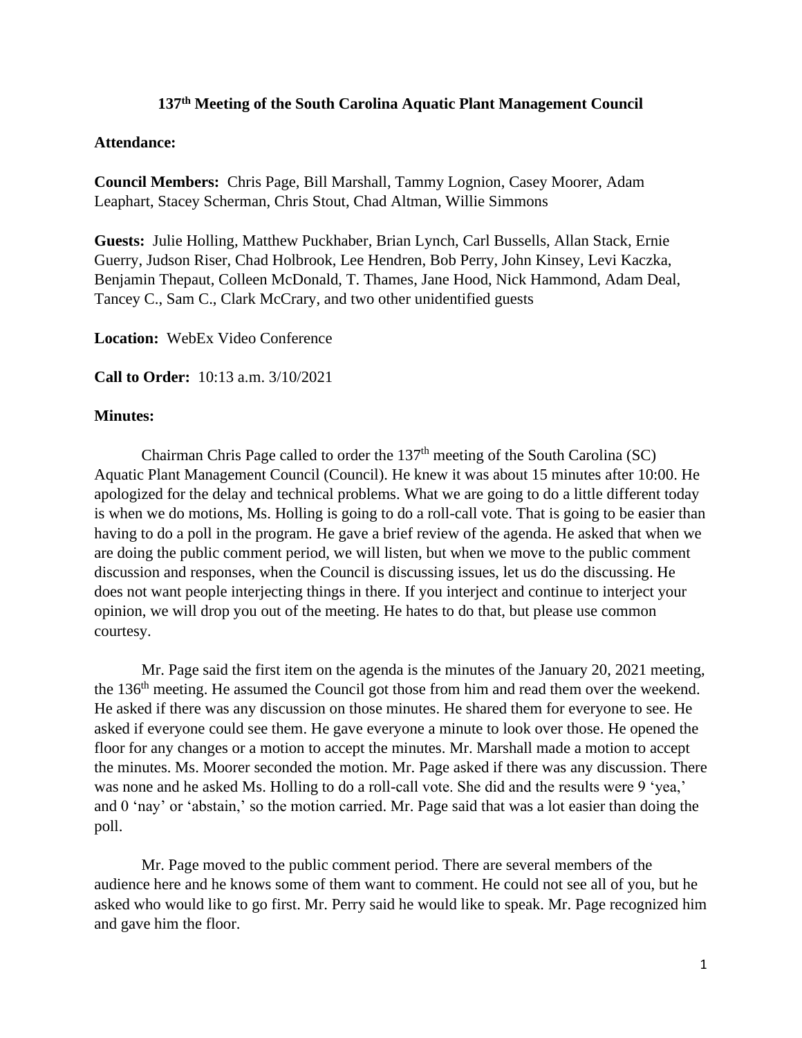# 137th Meeting of the South Carolina Aquatic Plant Management Council

**Attendance:**

**Council Members:** Chris Page, Bill Marshall, Tammy Lognion, Casey Moorer, Adam Leaphart, Stacey Scherman, Chris Stout, Chad Altman, Willie Simmons

**Guests:** Julie Holling, Matthew Puckhaber, Brian Lynch, Carl Bussells, Allan Stack, Ernie Guerry, Judson Riser, Chad Holbrook, Lee Hendren, Bob Perry, John Kinsey, Levi Kaczka, Benjamin Thepaut, Colleen McDonald, T. Thames, Jane Hood, Nick Hammond, Adam Deal, Tancey C., Sam C., Clark McCrary, and two other unidentified guests

**Location:** WebEx Video Conference

**Call to Order:** 10:13 a.m. 3/10/2021

**Minutes:**

Chairman Chris Page called to order the 137th meeting of the South Carolina (SC) Aquatic Plant Management Council (Council). He knew it was about 15 minutes after 10:00. He apologized for the delay and technical problems. What we are going to do a little different today is when we do motions, Ms. Holling is going to do a roll-call vote. That is going to be easier than having to do a poll in the program. He gave a brief review of the agenda. He asked that when we are doing the public comment period, we will listen, but when we move to the public comment discussion and responses, when the Council is discussing issues, let us do the discussing. He does not want people interjecting things in there. If you interject and continue to interject your opinion, we will drop you out of the meeting. He hates to do that, but please use common courtesy.

Mr. Page said the first item on the agenda is the minutes of the January 20, 2021 meeting, the 136th meeting. He assumed the Council got those from him and read them over the weekend. He asked if there was any discussion on those minutes. He shared them for everyone to see. He asked if everyone could see them. He gave everyone a minute to look over those. He opened the floor for any changes or a motion to accept the minutes. Mr. Marshall made a motion to accept the minutes. Ms. Moorer seconded the motion. Mr. Page asked if there was any discussion. There was none and he asked Ms. Holling to do a roll-call vote. She did and the results were 9 'yea,' and 0 'nay' or 'abstain,' so the motion carried. Mr. Page said that was a lot easier than doing the poll.

Mr. Page moved to the public comment period. There are several members of the audience here and he knows some of them want to comment. He could not see all of you, but he asked who would like to go first. Mr. Perry said he would like to speak. Mr. Page recognized him and gave him the floor.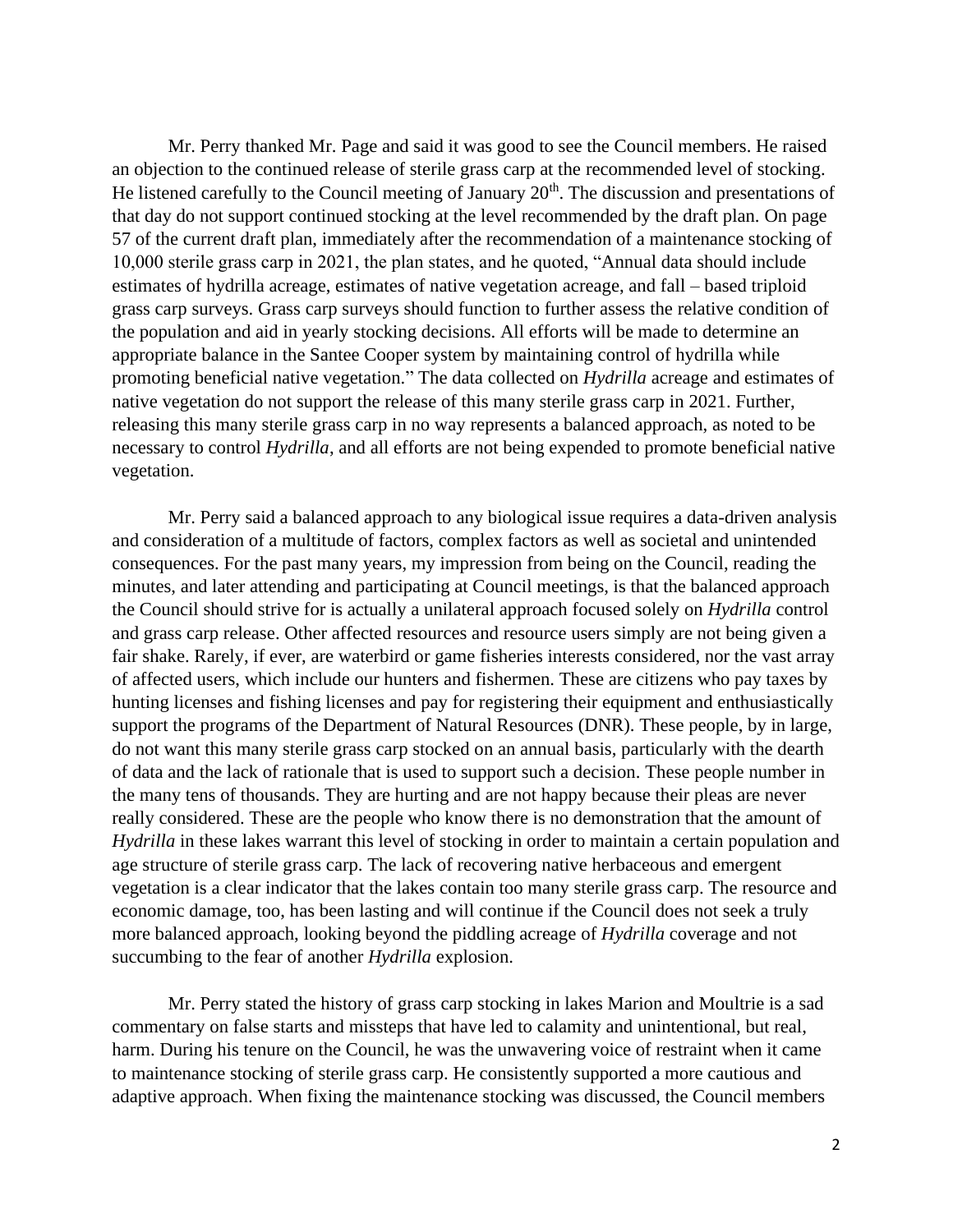Mr. Perry thanked Mr. Page and said it was good to see the Council members. He raised an objection to the continued release of sterile grass carp at the recommended level of stocking. He listened carefully to the Council meeting of January 20th. The discussion and presentations of that day do not support continued stocking at the level recommended by the draft plan. On page 57 of the current draft plan, immediately after the recommendation of a maintenance stocking of 10,000 sterile grass carp in 2021, the plan states, and he quoted, "Annual data should include estimates of hydrilla acreage, estimates of native vegetation acreage, and fall – based triploid grass carp surveys. Grass carp surveys should function to further assess the relative condition of the population and aid in yearly stocking decisions. All efforts will be made to determine an appropriate balance in the Santee Cooper system by maintaining control of hydrilla while promoting beneficial native vegetation." The data collected on *Hydrilla* acreage and estimates of native vegetation do not support the release of this many sterile grass carp in 2021. Further, releasing this many sterile grass carp in no way represents a balanced approach, as noted to be necessary to control *Hydrilla*, and all efforts are not being expended to promote beneficial native vegetation.

Mr. Perry said a balanced approach to any biological issue requires a data-driven analysis and consideration of a multitude of factors, complex factors as well as societal and unintended consequences. For the past many years, my impression from being on the Council, reading the minutes, and later attending and participating at Council meetings, is that the balanced approach the Council should strive for is actually a unilateral approach focused solely on *Hydrilla* control and grass carp release. Other affected resources and resource users simply are not being given a fair shake. Rarely, if ever, are waterbird or game fisheries interests considered, nor the vast array of affected users, which include our hunters and fishermen. These are citizens who pay taxes by hunting licenses and fishing licenses and pay for registering their equipment and enthusiastically support the programs of the Department of Natural Resources (DNR). These people, by in large, do not want this many sterile grass carp stocked on an annual basis, particularly with the dearth of data and the lack of rationale that is used to support such a decision. These people number in the many tens of thousands. They are hurting and are not happy because their pleas are never really considered. These are the people who know there is no demonstration that the amount of *Hydrilla* in these lakes warrant this level of stocking in order to maintain a certain population and age structure of sterile grass carp. The lack of recovering native herbaceous and emergent vegetation is a clear indicator that the lakes contain too many sterile grass carp. The resource and economic damage, too, has been lasting and will continue if the Council does not seek a truly more balanced approach, looking beyond the piddling acreage of *Hydrilla* coverage and not succumbing to the fear of another *Hydrilla* explosion.

Mr. Perry stated the history of grass carp stocking in lakes Marion and Moultrie is a sad commentary on false starts and missteps that have led to calamity and unintentional, but real, harm. During his tenure on the Council, he was the unwavering voice of restraint when it came to maintenance stocking of sterile grass carp. He consistently supported a more cautious and adaptive approach. When fixing the maintenance stocking was discussed, the Council members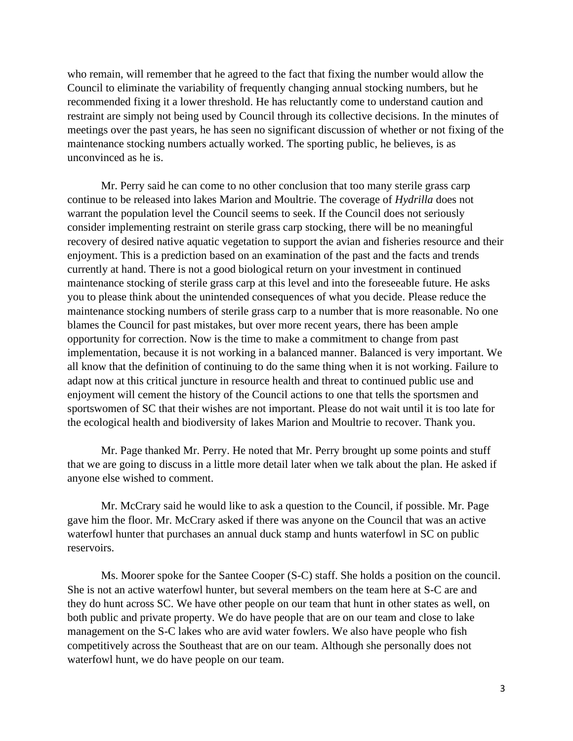who remain, will remember that he agreed to the fact that fixing the number would allow the Council to eliminate the variability of frequently changing annual stocking numbers, but he recommended fixing it a lower threshold. He has reluctantly come to understand caution and restraint are simply not being used by Council through its collective decisions. In the minutes of meetings over the past years, he has seen no significant discussion of whether or not fixing of the maintenance stocking numbers actually worked. The sporting public, he believes, is as unconvinced as he is.

Mr. Perry said he can come to no other conclusion that too many sterile grass carp continue to be released into lakes Marion and Moultrie. The coverage of *Hydrilla* does not warrant the population level the Council seems to seek. If the Council does not seriously consider implementing restraint on sterile grass carp stocking, there will be no meaningful recovery of desired native aquatic vegetation to support the avian and fisheries resource and their enjoyment. This is a prediction based on an examination of the past and the facts and trends currently at hand. There is not a good biological return on your investment in continued maintenance stocking of sterile grass carp at this level and into the foreseeable future. He asks you to please think about the unintended consequences of what you decide. Please reduce the maintenance stocking numbers of sterile grass carp to a number that is more reasonable. No one blames the Council for past mistakes, but over more recent years, there has been ample opportunity for correction. Now is the time to make a commitment to change from past implementation, because it is not working in a balanced manner. Balanced is very important. We all know that the definition of continuing to do the same thing when it is not working. Failure to adapt now at this critical juncture in resource health and threat to continued public use and enjoyment will cement the history of the Council actions to one that tells the sportsmen and sportswomen of SC that their wishes are not important. Please do not wait until it is too late for the ecological health and biodiversity of lakes Marion and Moultrie to recover. Thank you.

Mr. Page thanked Mr. Perry. He noted that Mr. Perry brought up some points and stuff that we are going to discuss in a little more detail later when we talk about the plan. He asked if anyone else wished to comment.

Mr. McCrary said he would like to ask a question to the Council, if possible. Mr. Page gave him the floor. Mr. McCrary asked if there was anyone on the Council that was an active waterfowl hunter that purchases an annual duck stamp and hunts waterfowl in SC on public reservoirs.

Ms. Moorer spoke for the Santee Cooper (S-C) staff. She holds a position on the council. She is not an active waterfowl hunter, but several members on the team here at S-C are and they do hunt across SC. We have other people on our team that hunt in other states as well, on both public and private property. We do have people that are on our team and close to lake management on the S-C lakes who are avid water fowlers. We also have people who fish competitively across the Southeast that are on our team. Although she personally does not waterfowl hunt, we do have people on our team.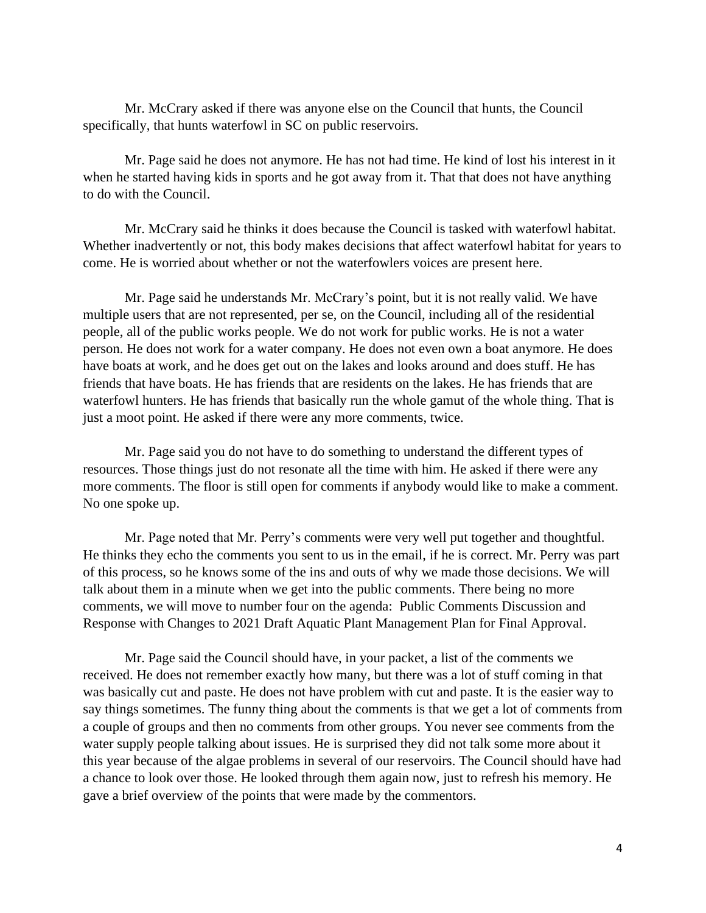Mr. McCrary asked if there was anyone else on the Council that hunts, the Council specifically, that hunts waterfowl in SC on public reservoirs.

Mr. Page said he does not anymore. He has not had time. He kind of lost his interest in it when he started having kids in sports and he got away from it. That that does not have anything to do with the Council.

Mr. McCrary said he thinks it does because the Council is tasked with waterfowl habitat. Whether inadvertently or not, this body makes decisions that affect waterfowl habitat for years to come. He is worried about whether or not the waterfowlers voices are present here.

Mr. Page said he understands Mr. McCrary's point, but it is not really valid. We have multiple users that are not represented, per se, on the Council, including all of the residential people, all of the public works people. We do not work for public works. He is not a water person. He does not work for a water company. He does not even own a boat anymore. He does have boats at work, and he does get out on the lakes and looks around and does stuff. He has friends that have boats. He has friends that are residents on the lakes. He has friends that are waterfowl hunters. He has friends that basically run the whole gamut of the whole thing. That is just a moot point. He asked if there were any more comments, twice.

Mr. Page said you do not have to do something to understand the different types of resources. Those things just do not resonate all the time with him. He asked if there were any more comments. The floor is still open for comments if anybody would like to make a comment. No one spoke up.

Mr. Page noted that Mr. Perry's comments were very well put together and thoughtful. He thinks they echo the comments you sent to us in the email, if he is correct. Mr. Perry was part of this process, so he knows some of the ins and outs of why we made those decisions. We will talk about them in a minute when we get into the public comments. There being no more comments, we will move to number four on the agenda: Public Comments Discussion and Response with Changes to 2021 Draft Aquatic Plant Management Plan for Final Approval.

Mr. Page said the Council should have, in your packet, a list of the comments we received. He does not remember exactly how many, but there was a lot of stuff coming in that was basically cut and paste. He does not have problem with cut and paste. It is the easier way to say things sometimes. The funny thing about the comments is that we get a lot of comments from a couple of groups and then no comments from other groups. You never see comments from the water supply people talking about issues. He is surprised they did not talk some more about it this year because of the algae problems in several of our reservoirs. The Council should have had a chance to look over those. He looked through them again now, just to refresh his memory. He gave a brief overview of the points that were made by the commentors.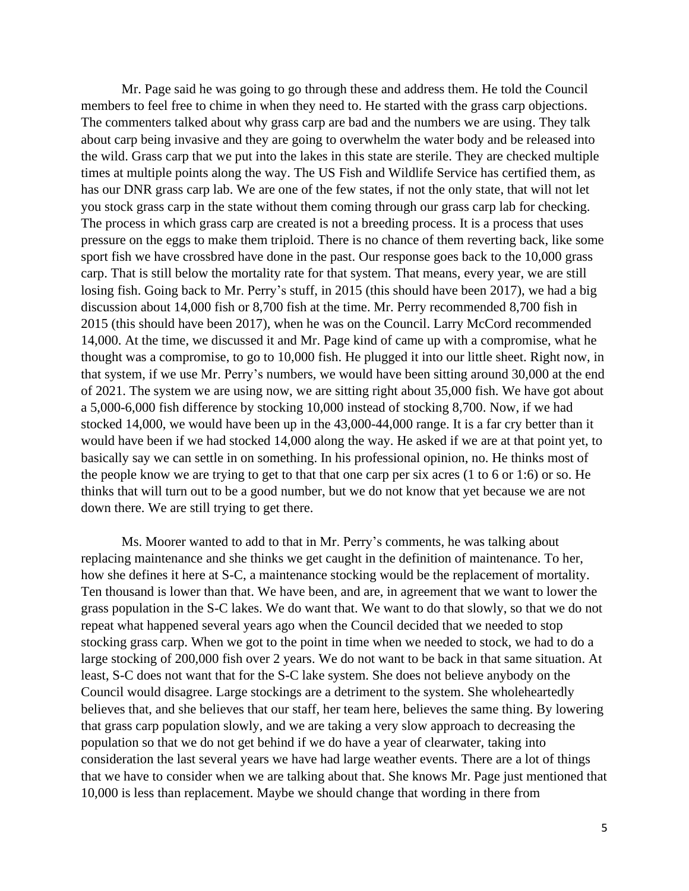Mr. Page said he was going to go through these and address them. He told the Council members to feel free to chime in when they need to. He started with the grass carp objections. The commenters talked about why grass carp are bad and the numbers we are using. They talk about carp being invasive and they are going to overwhelm the water body and be released into the wild. Grass carp that we put into the lakes in this state are sterile. They are checked multiple times at multiple points along the way. The US Fish and Wildlife Service has certified them, as has our DNR grass carp lab. We are one of the few states, if not the only state, that will not let you stock grass carp in the state without them coming through our grass carp lab for checking. The process in which grass carp are created is not a breeding process. It is a process that uses pressure on the eggs to make them triploid. There is no chance of them reverting back, like some sport fish we have crossbred have done in the past. Our response goes back to the 10,000 grass carp. That is still below the mortality rate for that system. That means, every year, we are still losing fish. Going back to Mr. Perry's stuff, in 2015 (this should have been 2017), we had a big discussion about 14,000 fish or 8,700 fish at the time. Mr. Perry recommended 8,700 fish in 2015 (this should have been 2017), when he was on the Council. Larry McCord recommended 14,000. At the time, we discussed it and Mr. Page kind of came up with a compromise, what he thought was a compromise, to go to 10,000 fish. He plugged it into our little sheet. Right now, in that system, if we use Mr. Perry's numbers, we would have been sitting around 30,000 at the end of 2021. The system we are using now, we are sitting right about 35,000 fish. We have got about a 5,000-6,000 fish difference by stocking 10,000 instead of stocking 8,700. Now, if we had stocked 14,000, we would have been up in the 43,000-44,000 range. It is a far cry better than it would have been if we had stocked 14,000 along the way. He asked if we are at that point yet, to basically say we can settle in on something. In his professional opinion, no. He thinks most of the people know we are trying to get to that that one carp per six acres (1 to 6 or 1:6) or so. He thinks that will turn out to be a good number, but we do not know that yet because we are not down there. We are still trying to get there.

Ms. Moorer wanted to add to that in Mr. Perry's comments, he was talking about replacing maintenance and she thinks we get caught in the definition of maintenance. To her, how she defines it here at S-C, a maintenance stocking would be the replacement of mortality. Ten thousand is lower than that. We have been, and are, in agreement that we want to lower the grass population in the S-C lakes. We do want that. We want to do that slowly, so that we do not repeat what happened several years ago when the Council decided that we needed to stop stocking grass carp. When we got to the point in time when we needed to stock, we had to do a large stocking of 200,000 fish over 2 years. We do not want to be back in that same situation. At least, S-C does not want that for the S-C lake system. She does not believe anybody on the Council would disagree. Large stockings are a detriment to the system. She wholeheartedly believes that, and she believes that our staff, her team here, believes the same thing. By lowering that grass carp population slowly, and we are taking a very slow approach to decreasing the population so that we do not get behind if we do have a year of clearwater, taking into consideration the last several years we have had large weather events. There are a lot of things that we have to consider when we are talking about that. She knows Mr. Page just mentioned that 10,000 is less than replacement. Maybe we should change that wording in there from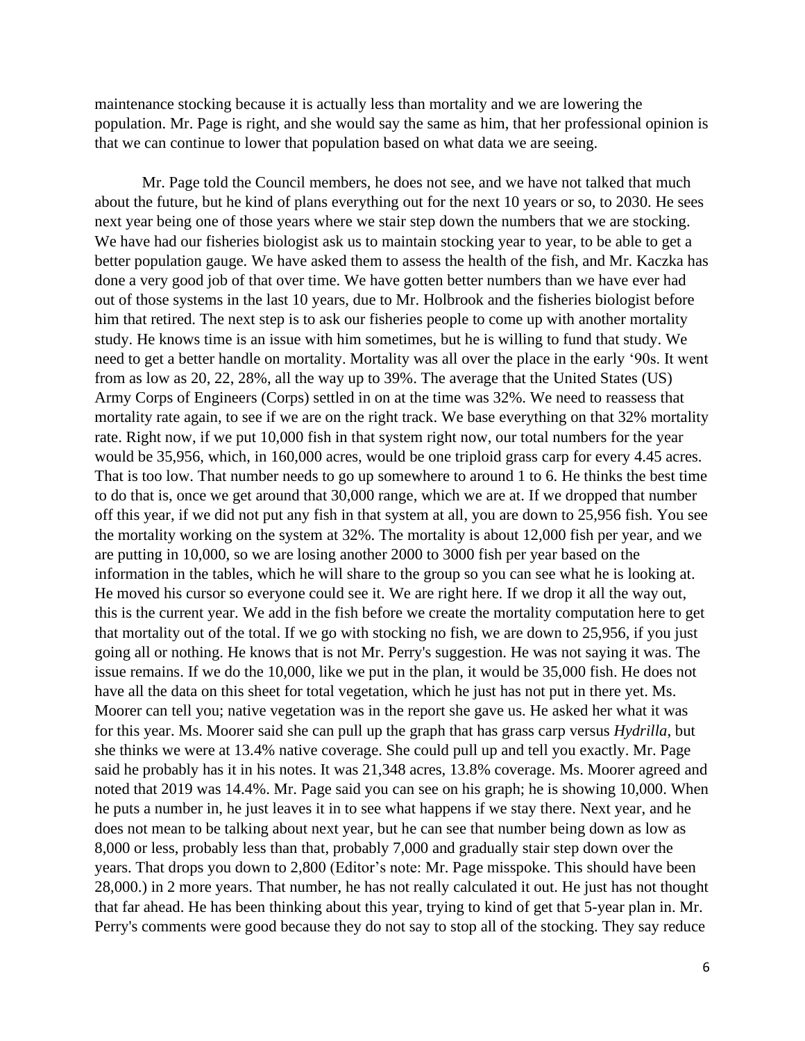maintenance stocking because it is actually less than mortality and we are lowering the population. Mr. Page is right, and she would say the same as him, that her professional opinion is that we can continue to lower that population based on what data we are seeing.

Mr. Page told the Council members, he does not see, and we have not talked that much about the future, but he kind of plans everything out for the next 10 years or so, to 2030. He sees next year being one of those years where we stair step down the numbers that we are stocking. We have had our fisheries biologist ask us to maintain stocking year to year, to be able to get a better population gauge. We have asked them to assess the health of the fish, and Mr. Kaczka has done a very good job of that over time. We have gotten better numbers than we have ever had out of those systems in the last 10 years, due to Mr. Holbrook and the fisheries biologist before him that retired. The next step is to ask our fisheries people to come up with another mortality study. He knows time is an issue with him sometimes, but he is willing to fund that study. We need to get a better handle on mortality. Mortality was all over the place in the early '90s. It went from as low as 20, 22, 28%, all the way up to 39%. The average that the United States (US) Army Corps of Engineers (Corps) settled in on at the time was 32%. We need to reassess that mortality rate again, to see if we are on the right track. We base everything on that 32% mortality rate. Right now, if we put 10,000 fish in that system right now, our total numbers for the year would be 35,956, which, in 160,000 acres, would be one triploid grass carp for every 4.45 acres. That is too low. That number needs to go up somewhere to around 1 to 6. He thinks the best time to do that is, once we get around that 30,000 range, which we are at. If we dropped that number off this year, if we did not put any fish in that system at all, you are down to 25,956 fish. You see the mortality working on the system at 32%. The mortality is about 12,000 fish per year, and we are putting in 10,000, so we are losing another 2000 to 3000 fish per year based on the information in the tables, which he will share to the group so you can see what he is looking at. He moved his cursor so everyone could see it. We are right here. If we drop it all the way out, this is the current year. We add in the fish before we create the mortality computation here to get that mortality out of the total. If we go with stocking no fish, we are down to 25,956, if you just going all or nothing. He knows that is not Mr. Perry's suggestion. He was not saying it was. The issue remains. If we do the 10,000, like we put in the plan, it would be 35,000 fish. He does not have all the data on this sheet for total vegetation, which he just has not put in there yet. Ms. Moorer can tell you; native vegetation was in the report she gave us. He asked her what it was for this year. Ms. Moorer said she can pull up the graph that has grass carp versus *Hydrilla*, but she thinks we were at 13.4% native coverage. She could pull up and tell you exactly. Mr. Page said he probably has it in his notes. It was 21,348 acres, 13.8% coverage. Ms. Moorer agreed and noted that 2019 was 14.4%. Mr. Page said you can see on his graph; he is showing 10,000. When he puts a number in, he just leaves it in to see what happens if we stay there. Next year, and he does not mean to be talking about next year, but he can see that number being down as low as 8,000 or less, probably less than that, probably 7,000 and gradually stair step down over the years. That drops you down to 2,800 (Editor's note: Mr. Page misspoke. This should have been 28,000.) in 2 more years. That number, he has not really calculated it out. He just has not thought that far ahead. He has been thinking about this year, trying to kind of get that 5-year plan in. Mr. Perry's comments were good because they do not say to stop all of the stocking. They say reduce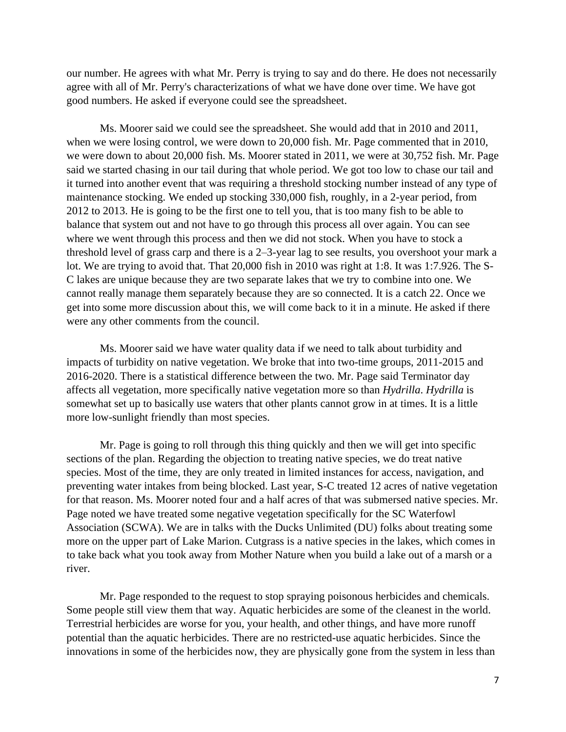our number. He agrees with what Mr. Perry is trying to say and do there. He does not necessarily agree with all of Mr. Perry's characterizations of what we have done over time. We have got good numbers. He asked if everyone could see the spreadsheet.

Ms. Moorer said we could see the spreadsheet. She would add that in 2010 and 2011, when we were losing control, we were down to 20,000 fish. Mr. Page commented that in 2010, we were down to about 20,000 fish. Ms. Moorer stated in 2011, we were at 30,752 fish. Mr. Page said we started chasing in our tail during that whole period. We got too low to chase our tail and it turned into another event that was requiring a threshold stocking number instead of any type of maintenance stocking. We ended up stocking 330,000 fish, roughly, in a 2-year period, from 2012 to 2013. He is going to be the first one to tell you, that is too many fish to be able to balance that system out and not have to go through this process all over again. You can see where we went through this process and then we did not stock. When you have to stock a threshold level of grass carp and there is a 2–3-year lag to see results, you overshoot your mark a lot. We are trying to avoid that. That 20,000 fish in 2010 was right at 1:8. It was 1:7.926. The S-C lakes are unique because they are two separate lakes that we try to combine into one. We cannot really manage them separately because they are so connected. It is a catch 22. Once we get into some more discussion about this, we will come back to it in a minute. He asked if there were any other comments from the council.

Ms. Moorer said we have water quality data if we need to talk about turbidity and impacts of turbidity on native vegetation. We broke that into two-time groups, 2011-2015 and 2016-2020. There is a statistical difference between the two. Mr. Page said Terminator day affects all vegetation, more specifically native vegetation more so than *Hydrilla*. *Hydrilla* is somewhat set up to basically use waters that other plants cannot grow in at times. It is a little more low-sunlight friendly than most species.

Mr. Page is going to roll through this thing quickly and then we will get into specific sections of the plan. Regarding the objection to treating native species, we do treat native species. Most of the time, they are only treated in limited instances for access, navigation, and preventing water intakes from being blocked. Last year, S-C treated 12 acres of native vegetation for that reason. Ms. Moorer noted four and a half acres of that was submersed native species. Mr. Page noted we have treated some negative vegetation specifically for the SC Waterfowl Association (SCWA). We are in talks with the Ducks Unlimited (DU) folks about treating some more on the upper part of Lake Marion. Cutgrass is a native species in the lakes, which comes in to take back what you took away from Mother Nature when you build a lake out of a marsh or a river.

Mr. Page responded to the request to stop spraying poisonous herbicides and chemicals. Some people still view them that way. Aquatic herbicides are some of the cleanest in the world. Terrestrial herbicides are worse for you, your health, and other things, and have more runoff potential than the aquatic herbicides. There are no restricted-use aquatic herbicides. Since the innovations in some of the herbicides now, they are physically gone from the system in less than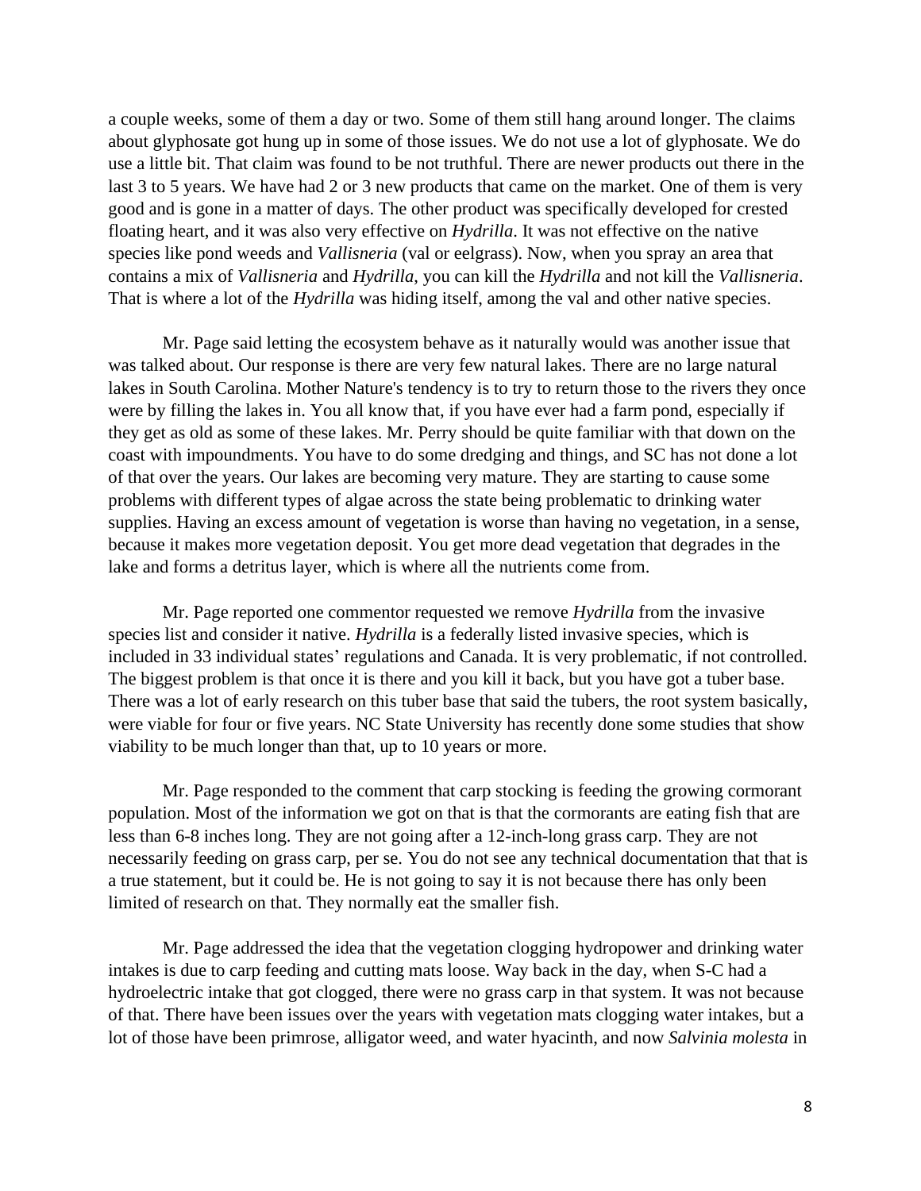a couple weeks, some of them a day or two. Some of them still hang around longer. The claims about glyphosate got hung up in some of those issues. We do not use a lot of glyphosate. We do use a little bit. That claim was found to be not truthful. There are newer products out there in the last 3 to 5 years. We have had 2 or 3 new products that came on the market. One of them is very good and is gone in a matter of days. The other product was specifically developed for crested floating heart, and it was also very effective on *Hydrilla*. It was not effective on the native species like pond weeds and *Vallisneria* (val or eelgrass). Now, when you spray an area that contains a mix of *Vallisneria* and *Hydrilla*, you can kill the *Hydrilla* and not kill the *Vallisneria*. That is where a lot of the *Hydrilla* was hiding itself, among the val and other native species.

Mr. Page said letting the ecosystem behave as it naturally would was another issue that was talked about. Our response is there are very few natural lakes. There are no large natural lakes in South Carolina. Mother Nature's tendency is to try to return those to the rivers they once were by filling the lakes in. You all know that, if you have ever had a farm pond, especially if they get as old as some of these lakes. Mr. Perry should be quite familiar with that down on the coast with impoundments. You have to do some dredging and things, and SC has not done a lot of that over the years. Our lakes are becoming very mature. They are starting to cause some problems with different types of algae across the state being problematic to drinking water supplies. Having an excess amount of vegetation is worse than having no vegetation, in a sense, because it makes more vegetation deposit. You get more dead vegetation that degrades in the lake and forms a detritus layer, which is where all the nutrients come from.

Mr. Page reported one commentor requested we remove *Hydrilla* from the invasive species list and consider it native. *Hydrilla* is a federally listed invasive species, which is included in 33 individual states' regulations and Canada. It is very problematic, if not controlled. The biggest problem is that once it is there and you kill it back, but you have got a tuber base. There was a lot of early research on this tuber base that said the tubers, the root system basically, were viable for four or five years. NC State University has recently done some studies that show viability to be much longer than that, up to 10 years or more.

Mr. Page responded to the comment that carp stocking is feeding the growing cormorant population. Most of the information we got on that is that the cormorants are eating fish that are less than 6-8 inches long. They are not going after a 12-inch-long grass carp. They are not necessarily feeding on grass carp, per se. You do not see any technical documentation that that is a true statement, but it could be. He is not going to say it is not because there has only been limited of research on that. They normally eat the smaller fish.

Mr. Page addressed the idea that the vegetation clogging hydropower and drinking water intakes is due to carp feeding and cutting mats loose. Way back in the day, when S-C had a hydroelectric intake that got clogged, there were no grass carp in that system. It was not because of that. There have been issues over the years with vegetation mats clogging water intakes, but a lot of those have been primrose, alligator weed, and water hyacinth, and now *Salvinia molesta* in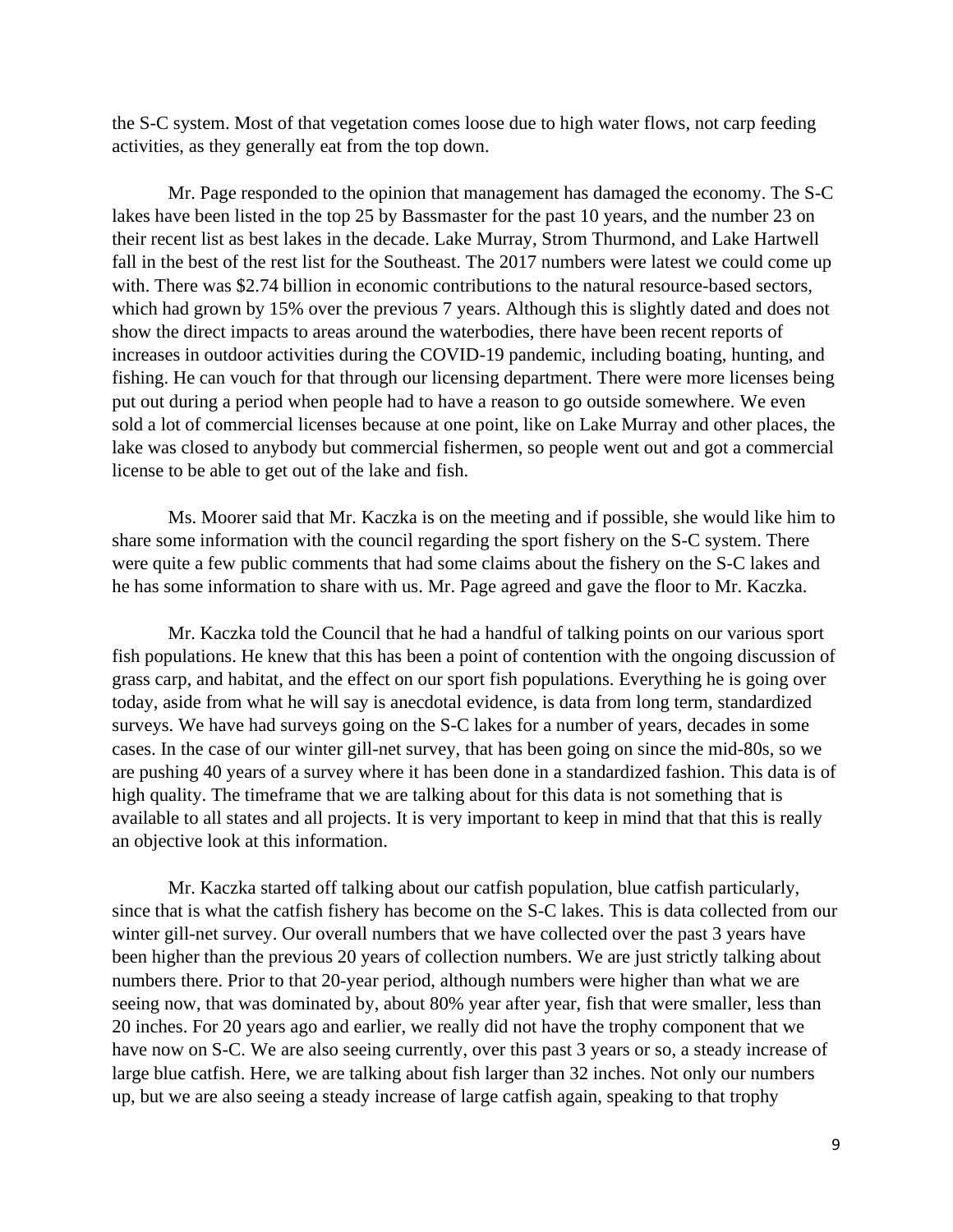the S-C system. Most of that vegetation comes loose due to high water flows, not carp feeding activities, as they generally eat from the top down.

Mr. Page responded to the opinion that management has damaged the economy. The S-C lakes have been listed in the top 25 by Bassmaster for the past 10 years, and the number 23 on their recent list as best lakes in the decade. Lake Murray, Strom Thurmond, and Lake Hartwell fall in the best of the rest list for the Southeast. The 2017 numbers were latest we could come up with. There was $2.74 billion in economic contributions to the natural resource-based sectors, which had grown by 15% over the previous 7 years. Although this is slightly dated and does not show the direct impacts to areas around the waterbodies, there have been recent reports of increases in outdoor activities during the COVID-19 pandemic, including boating, hunting, and fishing. He can vouch for that through our licensing department. There were more licenses being put out during a period when people had to have a reason to go outside somewhere. We even sold a lot of commercial licenses because at one point, like on Lake Murray and other places, the lake was closed to anybody but commercial fishermen, so people went out and got a commercial license to be able to get out of the lake and fish.

Ms. Moorer said that Mr. Kaczka is on the meeting and if possible, she would like him to share some information with the council regarding the sport fishery on the S-C system. There were quite a few public comments that had some claims about the fishery on the S-C lakes and he has some information to share with us. Mr. Page agreed and gave the floor to Mr. Kaczka.

Mr. Kaczka told the Council that he had a handful of talking points on our various sport fish populations. He knew that this has been a point of contention with the ongoing discussion of grass carp, and habitat, and the effect on our sport fish populations. Everything he is going over today, aside from what he will say is anecdotal evidence, is data from long term, standardized surveys. We have had surveys going on the S-C lakes for a number of years, decades in some cases. In the case of our winter gill-net survey, that has been going on since the mid-80s, so we are pushing 40 years of a survey where it has been done in a standardized fashion. This data is of high quality. The timeframe that we are talking about for this data is not something that is available to all states and all projects. It is very important to keep in mind that that this is really an objective look at this information.

Mr. Kaczka started off talking about our catfish population, blue catfish particularly, since that is what the catfish fishery has become on the S-C lakes. This is data collected from our winter gill-net survey. Our overall numbers that we have collected over the past 3 years have been higher than the previous 20 years of collection numbers. We are just strictly talking about numbers there. Prior to that 20-year period, although numbers were higher than what we are seeing now, that was dominated by, about 80% year after year, fish that were smaller, less than 20 inches. For 20 years ago and earlier, we really did not have the trophy component that we have now on S-C. We are also seeing currently, over this past 3 years or so, a steady increase of large blue catfish. Here, we are talking about fish larger than 32 inches. Not only our numbers up, but we are also seeing a steady increase of large catfish again, speaking to that trophy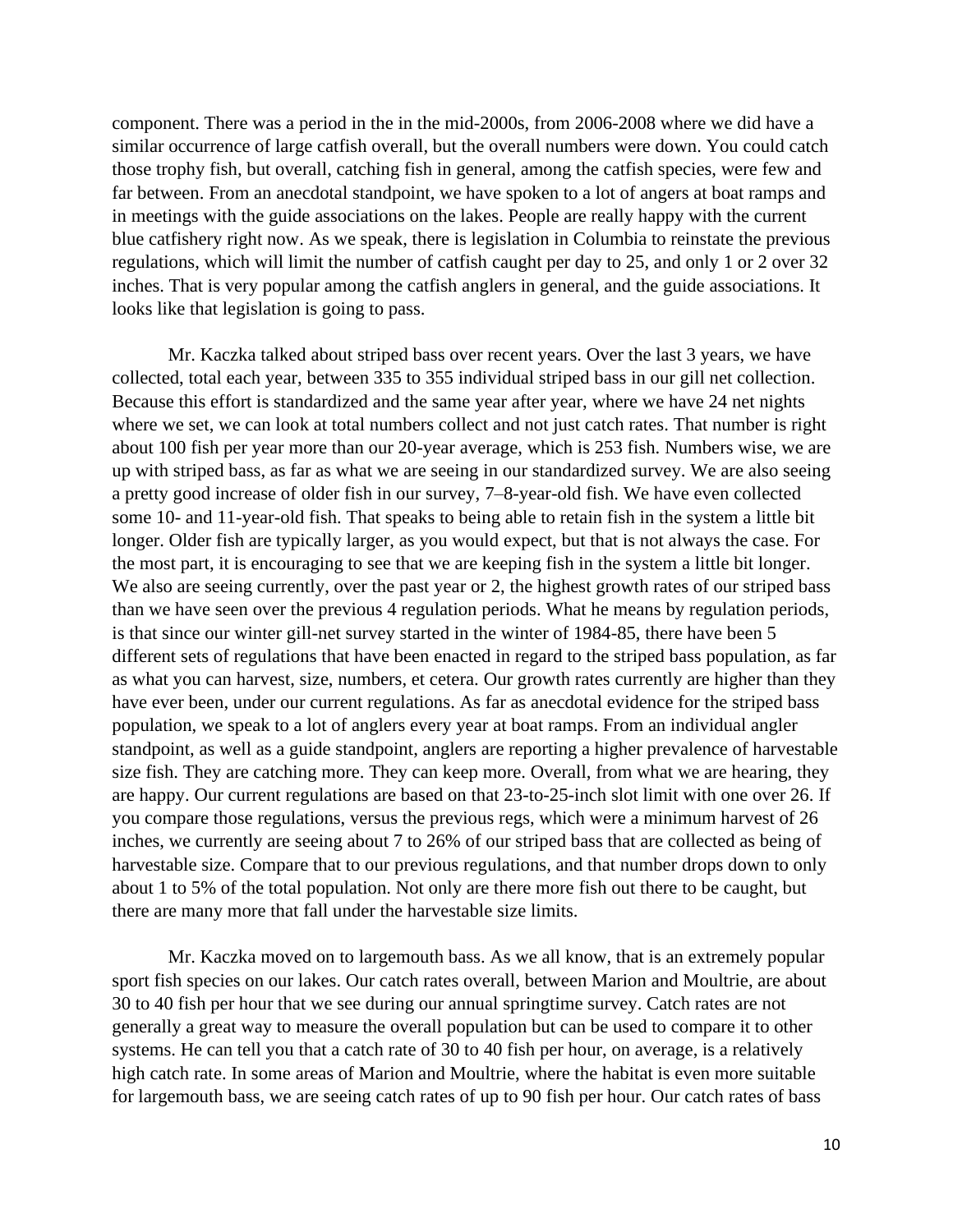component. There was a period in the in the mid-2000s, from 2006-2008 where we did have a similar occurrence of large catfish overall, but the overall numbers were down. You could catch those trophy fish, but overall, catching fish in general, among the catfish species, were few and far between. From an anecdotal standpoint, we have spoken to a lot of angers at boat ramps and in meetings with the guide associations on the lakes. People are really happy with the current blue catfishery right now. As we speak, there is legislation in Columbia to reinstate the previous regulations, which will limit the number of catfish caught per day to 25, and only 1 or 2 over 32 inches. That is very popular among the catfish anglers in general, and the guide associations. It looks like that legislation is going to pass.

Mr. Kaczka talked about striped bass over recent years. Over the last 3 years, we have collected, total each year, between 335 to 355 individual striped bass in our gill net collection. Because this effort is standardized and the same year after year, where we have 24 net nights where we set, we can look at total numbers collect and not just catch rates. That number is right about 100 fish per year more than our 20-year average, which is 253 fish. Numbers wise, we are up with striped bass, as far as what we are seeing in our standardized survey. We are also seeing a pretty good increase of older fish in our survey, 7–8-year-old fish. We have even collected some 10- and 11-year-old fish. That speaks to being able to retain fish in the system a little bit longer. Older fish are typically larger, as you would expect, but that is not always the case. For the most part, it is encouraging to see that we are keeping fish in the system a little bit longer. We also are seeing currently, over the past year or 2, the highest growth rates of our striped bass than we have seen over the previous 4 regulation periods. What he means by regulation periods, is that since our winter gill-net survey started in the winter of 1984-85, there have been 5 different sets of regulations that have been enacted in regard to the striped bass population, as far as what you can harvest, size, numbers, et cetera. Our growth rates currently are higher than they have ever been, under our current regulations. As far as anecdotal evidence for the striped bass population, we speak to a lot of anglers every year at boat ramps. From an individual angler standpoint, as well as a guide standpoint, anglers are reporting a higher prevalence of harvestable size fish. They are catching more. They can keep more. Overall, from what we are hearing, they are happy. Our current regulations are based on that 23-to-25-inch slot limit with one over 26. If you compare those regulations, versus the previous regs, which were a minimum harvest of 26 inches, we currently are seeing about 7 to 26% of our striped bass that are collected as being of harvestable size. Compare that to our previous regulations, and that number drops down to only about 1 to 5% of the total population. Not only are there more fish out there to be caught, but there are many more that fall under the harvestable size limits.

Mr. Kaczka moved on to largemouth bass. As we all know, that is an extremely popular sport fish species on our lakes. Our catch rates overall, between Marion and Moultrie, are about 30 to 40 fish per hour that we see during our annual springtime survey. Catch rates are not generally a great way to measure the overall population but can be used to compare it to other systems. He can tell you that a catch rate of 30 to 40 fish per hour, on average, is a relatively high catch rate. In some areas of Marion and Moultrie, where the habitat is even more suitable for largemouth bass, we are seeing catch rates of up to 90 fish per hour. Our catch rates of bass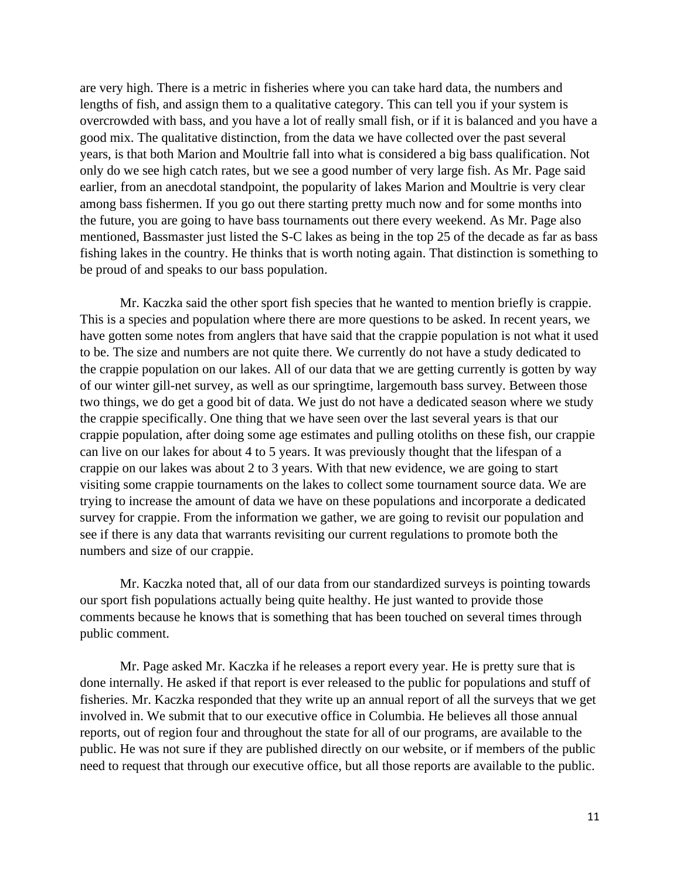are very high. There is a metric in fisheries where you can take hard data, the numbers and lengths of fish, and assign them to a qualitative category. This can tell you if your system is overcrowded with bass, and you have a lot of really small fish, or if it is balanced and you have a good mix. The qualitative distinction, from the data we have collected over the past several years, is that both Marion and Moultrie fall into what is considered a big bass qualification. Not only do we see high catch rates, but we see a good number of very large fish. As Mr. Page said earlier, from an anecdotal standpoint, the popularity of lakes Marion and Moultrie is very clear among bass fishermen. If you go out there starting pretty much now and for some months into the future, you are going to have bass tournaments out there every weekend. As Mr. Page also mentioned, Bassmaster just listed the S-C lakes as being in the top 25 of the decade as far as bass fishing lakes in the country. He thinks that is worth noting again. That distinction is something to be proud of and speaks to our bass population.

Mr. Kaczka said the other sport fish species that he wanted to mention briefly is crappie. This is a species and population where there are more questions to be asked. In recent years, we have gotten some notes from anglers that have said that the crappie population is not what it used to be. The size and numbers are not quite there. We currently do not have a study dedicated to the crappie population on our lakes. All of our data that we are getting currently is gotten by way of our winter gill-net survey, as well as our springtime, largemouth bass survey. Between those two things, we do get a good bit of data. We just do not have a dedicated season where we study the crappie specifically. One thing that we have seen over the last several years is that our crappie population, after doing some age estimates and pulling otoliths on these fish, our crappie can live on our lakes for about 4 to 5 years. It was previously thought that the lifespan of a crappie on our lakes was about 2 to 3 years. With that new evidence, we are going to start visiting some crappie tournaments on the lakes to collect some tournament source data. We are trying to increase the amount of data we have on these populations and incorporate a dedicated survey for crappie. From the information we gather, we are going to revisit our population and see if there is any data that warrants revisiting our current regulations to promote both the numbers and size of our crappie.

Mr. Kaczka noted that, all of our data from our standardized surveys is pointing towards our sport fish populations actually being quite healthy. He just wanted to provide those comments because he knows that is something that has been touched on several times through public comment.

Mr. Page asked Mr. Kaczka if he releases a report every year. He is pretty sure that is done internally. He asked if that report is ever released to the public for populations and stuff of fisheries. Mr. Kaczka responded that they write up an annual report of all the surveys that we get involved in. We submit that to our executive office in Columbia. He believes all those annual reports, out of region four and throughout the state for all of our programs, are available to the public. He was not sure if they are published directly on our website, or if members of the public need to request that through our executive office, but all those reports are available to the public.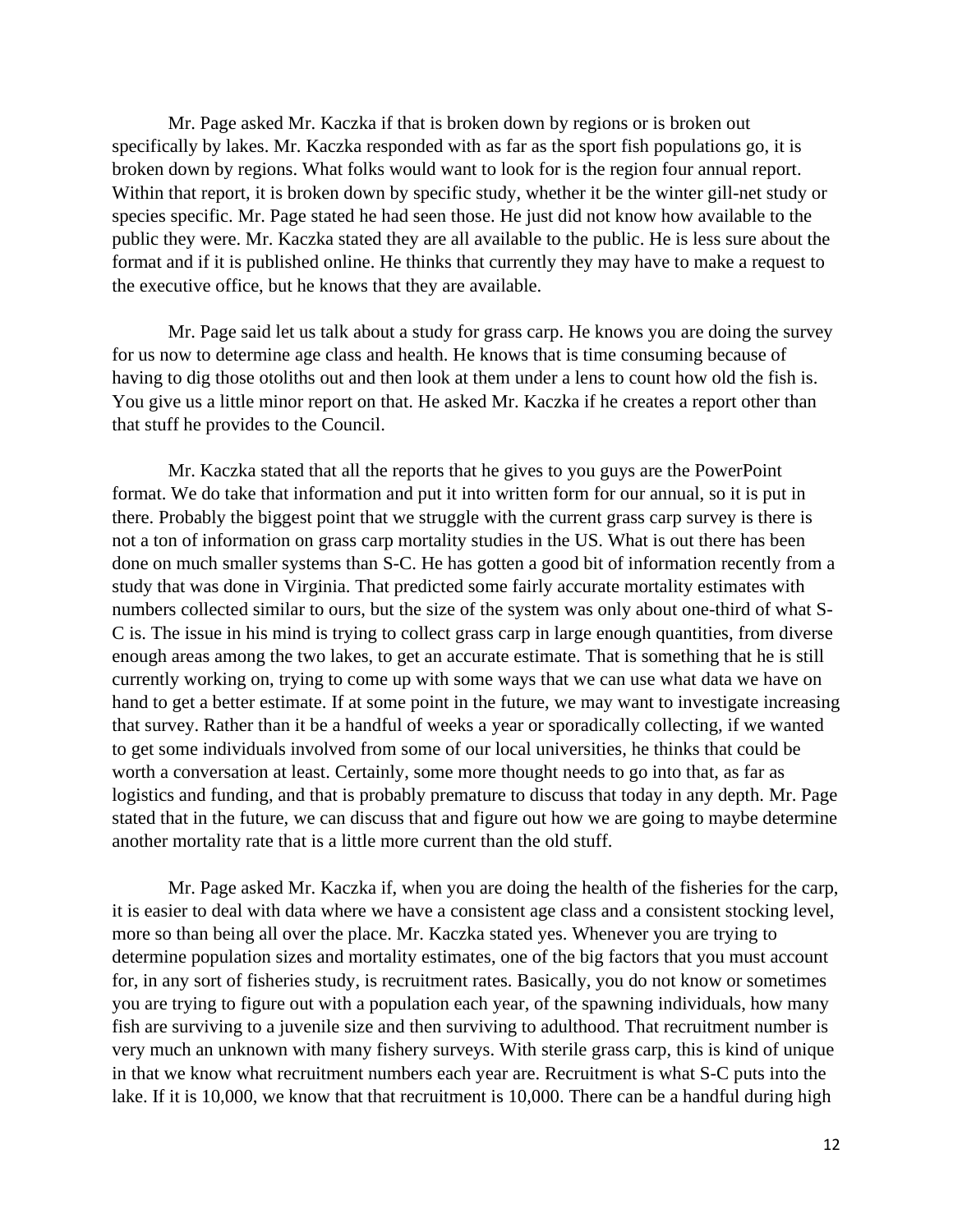Mr. Page asked Mr. Kaczka if that is broken down by regions or is broken out specifically by lakes. Mr. Kaczka responded with as far as the sport fish populations go, it is broken down by regions. What folks would want to look for is the region four annual report. Within that report, it is broken down by specific study, whether it be the winter gill-net study or species specific. Mr. Page stated he had seen those. He just did not know how available to the public they were. Mr. Kaczka stated they are all available to the public. He is less sure about the format and if it is published online. He thinks that currently they may have to make a request to the executive office, but he knows that they are available.

Mr. Page said let us talk about a study for grass carp. He knows you are doing the survey for us now to determine age class and health. He knows that is time consuming because of having to dig those otoliths out and then look at them under a lens to count how old the fish is. You give us a little minor report on that. He asked Mr. Kaczka if he creates a report other than that stuff he provides to the Council.

Mr. Kaczka stated that all the reports that he gives to you guys are the PowerPoint format. We do take that information and put it into written form for our annual, so it is put in there. Probably the biggest point that we struggle with the current grass carp survey is there is not a ton of information on grass carp mortality studies in the US. What is out there has been done on much smaller systems than S-C. He has gotten a good bit of information recently from a study that was done in Virginia. That predicted some fairly accurate mortality estimates with numbers collected similar to ours, but the size of the system was only about one-third of what S-C is. The issue in his mind is trying to collect grass carp in large enough quantities, from diverse enough areas among the two lakes, to get an accurate estimate. That is something that he is still currently working on, trying to come up with some ways that we can use what data we have on hand to get a better estimate. If at some point in the future, we may want to investigate increasing that survey. Rather than it be a handful of weeks a year or sporadically collecting, if we wanted to get some individuals involved from some of our local universities, he thinks that could be worth a conversation at least. Certainly, some more thought needs to go into that, as far as logistics and funding, and that is probably premature to discuss that today in any depth. Mr. Page stated that in the future, we can discuss that and figure out how we are going to maybe determine another mortality rate that is a little more current than the old stuff.

Mr. Page asked Mr. Kaczka if, when you are doing the health of the fisheries for the carp, it is easier to deal with data where we have a consistent age class and a consistent stocking level, more so than being all over the place. Mr. Kaczka stated yes. Whenever you are trying to determine population sizes and mortality estimates, one of the big factors that you must account for, in any sort of fisheries study, is recruitment rates. Basically, you do not know or sometimes you are trying to figure out with a population each year, of the spawning individuals, how many fish are surviving to a juvenile size and then surviving to adulthood. That recruitment number is very much an unknown with many fishery surveys. With sterile grass carp, this is kind of unique in that we know what recruitment numbers each year are. Recruitment is what S-C puts into the lake. If it is 10,000, we know that that recruitment is 10,000. There can be a handful during high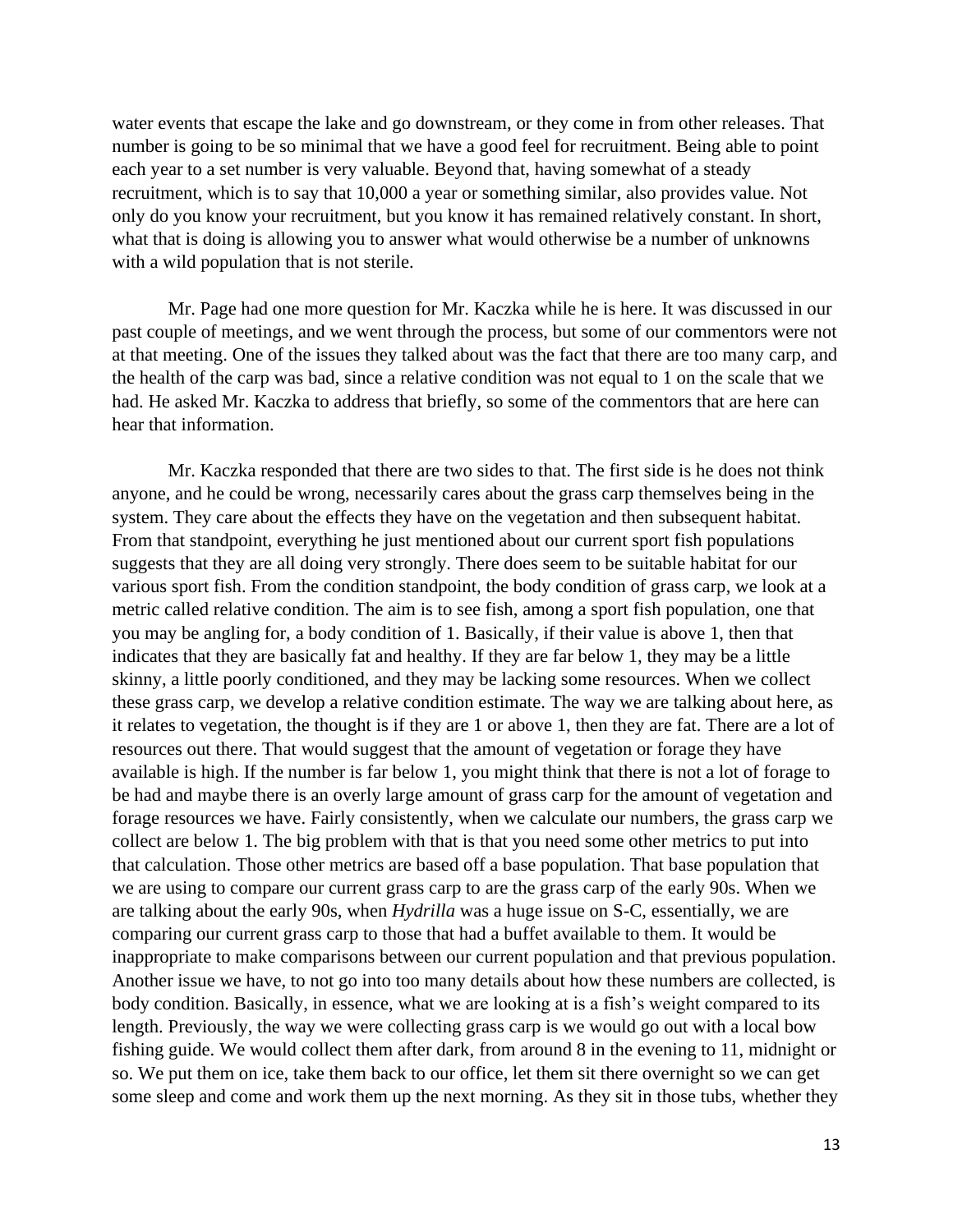water events that escape the lake and go downstream, or they come in from other releases. That number is going to be so minimal that we have a good feel for recruitment. Being able to point each year to a set number is very valuable. Beyond that, having somewhat of a steady recruitment, which is to say that 10,000 a year or something similar, also provides value. Not only do you know your recruitment, but you know it has remained relatively constant. In short, what that is doing is allowing you to answer what would otherwise be a number of unknowns with a wild population that is not sterile.

Mr. Page had one more question for Mr. Kaczka while he is here. It was discussed in our past couple of meetings, and we went through the process, but some of our commentors were not at that meeting. One of the issues they talked about was the fact that there are too many carp, and the health of the carp was bad, since a relative condition was not equal to 1 on the scale that we had. He asked Mr. Kaczka to address that briefly, so some of the commentors that are here can hear that information.

Mr. Kaczka responded that there are two sides to that. The first side is he does not think anyone, and he could be wrong, necessarily cares about the grass carp themselves being in the system. They care about the effects they have on the vegetation and then subsequent habitat. From that standpoint, everything he just mentioned about our current sport fish populations suggests that they are all doing very strongly. There does seem to be suitable habitat for our various sport fish. From the condition standpoint, the body condition of grass carp, we look at a metric called relative condition. The aim is to see fish, among a sport fish population, one that you may be angling for, a body condition of 1. Basically, if their value is above 1, then that indicates that they are basically fat and healthy. If they are far below 1, they may be a little skinny, a little poorly conditioned, and they may be lacking some resources. When we collect these grass carp, we develop a relative condition estimate. The way we are talking about here, as it relates to vegetation, the thought is if they are 1 or above 1, then they are fat. There are a lot of resources out there. That would suggest that the amount of vegetation or forage they have available is high. If the number is far below 1, you might think that there is not a lot of forage to be had and maybe there is an overly large amount of grass carp for the amount of vegetation and forage resources we have. Fairly consistently, when we calculate our numbers, the grass carp we collect are below 1. The big problem with that is that you need some other metrics to put into that calculation. Those other metrics are based off a base population. That base population that we are using to compare our current grass carp to are the grass carp of the early 90s. When we are talking about the early 90s, when *Hydrilla* was a huge issue on S-C, essentially, we are comparing our current grass carp to those that had a buffet available to them. It would be inappropriate to make comparisons between our current population and that previous population. Another issue we have, to not go into too many details about how these numbers are collected, is body condition. Basically, in essence, what we are looking at is a fish's weight compared to its length. Previously, the way we were collecting grass carp is we would go out with a local bow fishing guide. We would collect them after dark, from around 8 in the evening to 11, midnight or so. We put them on ice, take them back to our office, let them sit there overnight so we can get some sleep and come and work them up the next morning. As they sit in those tubs, whether they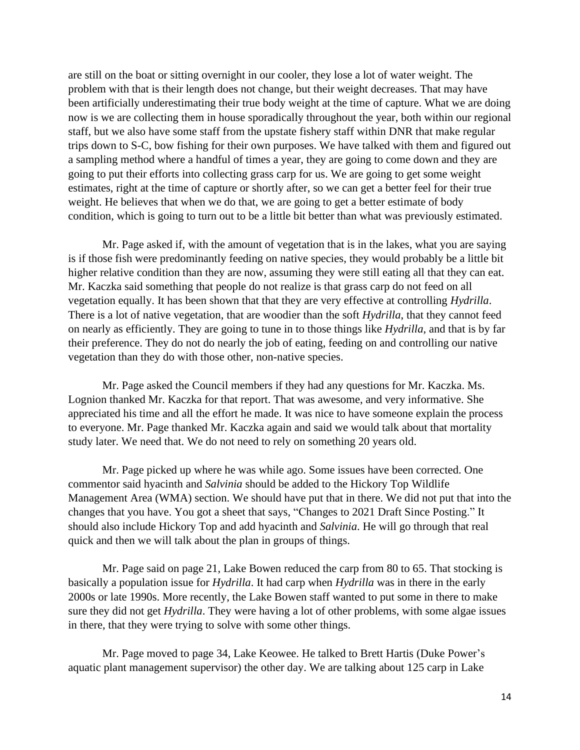are still on the boat or sitting overnight in our cooler, they lose a lot of water weight. The problem with that is their length does not change, but their weight decreases. That may have been artificially underestimating their true body weight at the time of capture. What we are doing now is we are collecting them in house sporadically throughout the year, both within our regional staff, but we also have some staff from the upstate fishery staff within DNR that make regular trips down to S-C, bow fishing for their own purposes. We have talked with them and figured out a sampling method where a handful of times a year, they are going to come down and they are going to put their efforts into collecting grass carp for us. We are going to get some weight estimates, right at the time of capture or shortly after, so we can get a better feel for their true weight. He believes that when we do that, we are going to get a better estimate of body condition, which is going to turn out to be a little bit better than what was previously estimated.

Mr. Page asked if, with the amount of vegetation that is in the lakes, what you are saying is if those fish were predominantly feeding on native species, they would probably be a little bit higher relative condition than they are now, assuming they were still eating all that they can eat. Mr. Kaczka said something that people do not realize is that grass carp do not feed on all vegetation equally. It has been shown that that they are very effective at controlling *Hydrilla*. There is a lot of native vegetation, that are woodier than the soft *Hydrilla*, that they cannot feed on nearly as efficiently. They are going to tune in to those things like *Hydrilla*, and that is by far their preference. They do not do nearly the job of eating, feeding on and controlling our native vegetation than they do with those other, non-native species.

Mr. Page asked the Council members if they had any questions for Mr. Kaczka. Ms. Lognion thanked Mr. Kaczka for that report. That was awesome, and very informative. She appreciated his time and all the effort he made. It was nice to have someone explain the process to everyone. Mr. Page thanked Mr. Kaczka again and said we would talk about that mortality study later. We need that. We do not need to rely on something 20 years old.

Mr. Page picked up where he was while ago. Some issues have been corrected. One commentor said hyacinth and *Salvinia* should be added to the Hickory Top Wildlife Management Area (WMA) section. We should have put that in there. We did not put that into the changes that you have. You got a sheet that says, "Changes to 2021 Draft Since Posting." It should also include Hickory Top and add hyacinth and *Salvinia*. He will go through that real quick and then we will talk about the plan in groups of things.

Mr. Page said on page 21, Lake Bowen reduced the carp from 80 to 65. That stocking is basically a population issue for *Hydrilla*. It had carp when *Hydrilla* was in there in the early 2000s or late 1990s. More recently, the Lake Bowen staff wanted to put some in there to make sure they did not get *Hydrilla*. They were having a lot of other problems, with some algae issues in there, that they were trying to solve with some other things.

Mr. Page moved to page 34, Lake Keowee. He talked to Brett Hartis (Duke Power's aquatic plant management supervisor) the other day. We are talking about 125 carp in Lake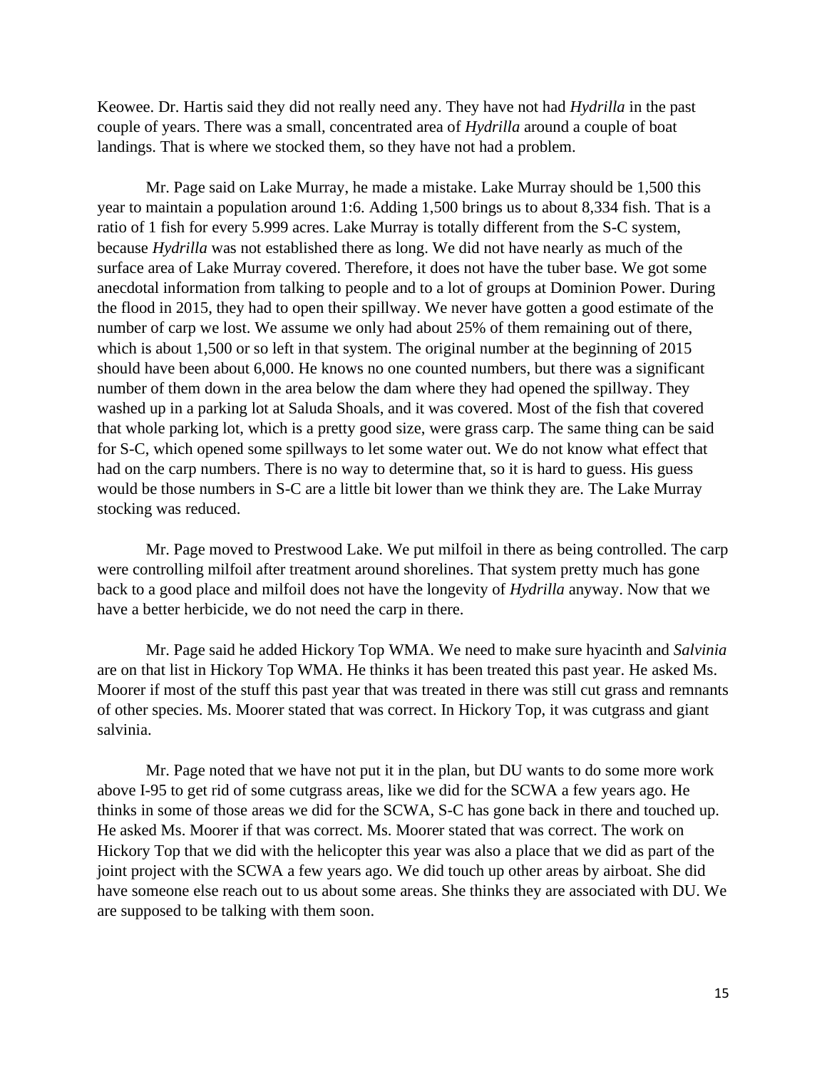Keowee. Dr. Hartis said they did not really need any. They have not had *Hydrilla* in the past couple of years. There was a small, concentrated area of *Hydrilla* around a couple of boat landings. That is where we stocked them, so they have not had a problem.

Mr. Page said on Lake Murray, he made a mistake. Lake Murray should be 1,500 this year to maintain a population around 1:6. Adding 1,500 brings us to about 8,334 fish. That is a ratio of 1 fish for every 5.999 acres. Lake Murray is totally different from the S-C system, because *Hydrilla* was not established there as long. We did not have nearly as much of the surface area of Lake Murray covered. Therefore, it does not have the tuber base. We got some anecdotal information from talking to people and to a lot of groups at Dominion Power. During the flood in 2015, they had to open their spillway. We never have gotten a good estimate of the number of carp we lost. We assume we only had about 25% of them remaining out of there, which is about 1,500 or so left in that system. The original number at the beginning of 2015 should have been about 6,000. He knows no one counted numbers, but there was a significant number of them down in the area below the dam where they had opened the spillway. They washed up in a parking lot at Saluda Shoals, and it was covered. Most of the fish that covered that whole parking lot, which is a pretty good size, were grass carp. The same thing can be said for S-C, which opened some spillways to let some water out. We do not know what effect that had on the carp numbers. There is no way to determine that, so it is hard to guess. His guess would be those numbers in S-C are a little bit lower than we think they are. The Lake Murray stocking was reduced.

Mr. Page moved to Prestwood Lake. We put milfoil in there as being controlled. The carp were controlling milfoil after treatment around shorelines. That system pretty much has gone back to a good place and milfoil does not have the longevity of *Hydrilla* anyway. Now that we have a better herbicide, we do not need the carp in there.

Mr. Page said he added Hickory Top WMA. We need to make sure hyacinth and *Salvinia* are on that list in Hickory Top WMA. He thinks it has been treated this past year. He asked Ms. Moorer if most of the stuff this past year that was treated in there was still cut grass and remnants of other species. Ms. Moorer stated that was correct. In Hickory Top, it was cutgrass and giant salvinia.

Mr. Page noted that we have not put it in the plan, but DU wants to do some more work above I-95 to get rid of some cutgrass areas, like we did for the SCWA a few years ago. He thinks in some of those areas we did for the SCWA, S-C has gone back in there and touched up. He asked Ms. Moorer if that was correct. Ms. Moorer stated that was correct. The work on Hickory Top that we did with the helicopter this year was also a place that we did as part of the joint project with the SCWA a few years ago. We did touch up other areas by airboat. She did have someone else reach out to us about some areas. She thinks they are associated with DU. We are supposed to be talking with them soon.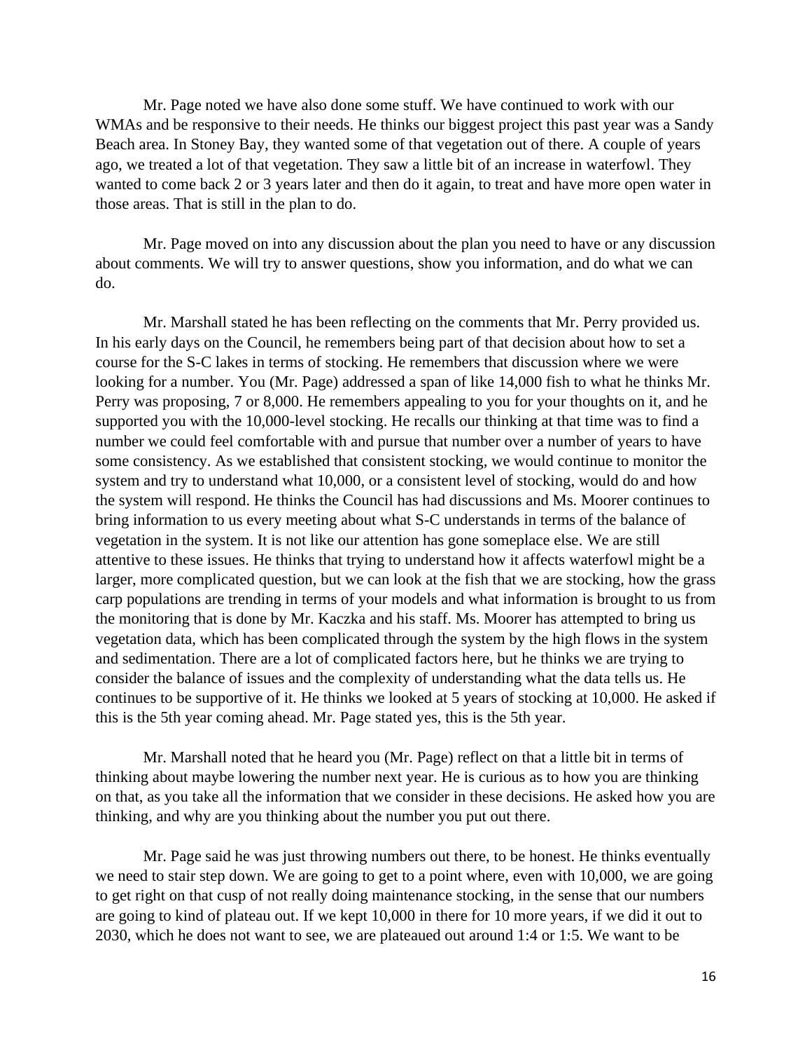Mr. Page noted we have also done some stuff. We have continued to work with our WMAs and be responsive to their needs. He thinks our biggest project this past year was a Sandy Beach area. In Stoney Bay, they wanted some of that vegetation out of there. A couple of years ago, we treated a lot of that vegetation. They saw a little bit of an increase in waterfowl. They wanted to come back 2 or 3 years later and then do it again, to treat and have more open water in those areas. That is still in the plan to do.

Mr. Page moved on into any discussion about the plan you need to have or any discussion about comments. We will try to answer questions, show you information, and do what we can do.

Mr. Marshall stated he has been reflecting on the comments that Mr. Perry provided us. In his early days on the Council, he remembers being part of that decision about how to set a course for the S-C lakes in terms of stocking. He remembers that discussion where we were looking for a number. You (Mr. Page) addressed a span of like 14,000 fish to what he thinks Mr. Perry was proposing, 7 or 8,000. He remembers appealing to you for your thoughts on it, and he supported you with the 10,000-level stocking. He recalls our thinking at that time was to find a number we could feel comfortable with and pursue that number over a number of years to have some consistency. As we established that consistent stocking, we would continue to monitor the system and try to understand what 10,000, or a consistent level of stocking, would do and how the system will respond. He thinks the Council has had discussions and Ms. Moorer continues to bring information to us every meeting about what S-C understands in terms of the balance of vegetation in the system. It is not like our attention has gone someplace else. We are still attentive to these issues. He thinks that trying to understand how it affects waterfowl might be a larger, more complicated question, but we can look at the fish that we are stocking, how the grass carp populations are trending in terms of your models and what information is brought to us from the monitoring that is done by Mr. Kaczka and his staff. Ms. Moorer has attempted to bring us vegetation data, which has been complicated through the system by the high flows in the system and sedimentation. There are a lot of complicated factors here, but he thinks we are trying to consider the balance of issues and the complexity of understanding what the data tells us. He continues to be supportive of it. He thinks we looked at 5 years of stocking at 10,000. He asked if this is the 5th year coming ahead. Mr. Page stated yes, this is the 5th year.

Mr. Marshall noted that he heard you (Mr. Page) reflect on that a little bit in terms of thinking about maybe lowering the number next year. He is curious as to how you are thinking on that, as you take all the information that we consider in these decisions. He asked how you are thinking, and why are you thinking about the number you put out there.

Mr. Page said he was just throwing numbers out there, to be honest. He thinks eventually we need to stair step down. We are going to get to a point where, even with 10,000, we are going to get right on that cusp of not really doing maintenance stocking, in the sense that our numbers are going to kind of plateau out. If we kept 10,000 in there for 10 more years, if we did it out to 2030, which he does not want to see, we are plateaued out around 1:4 or 1:5. We want to be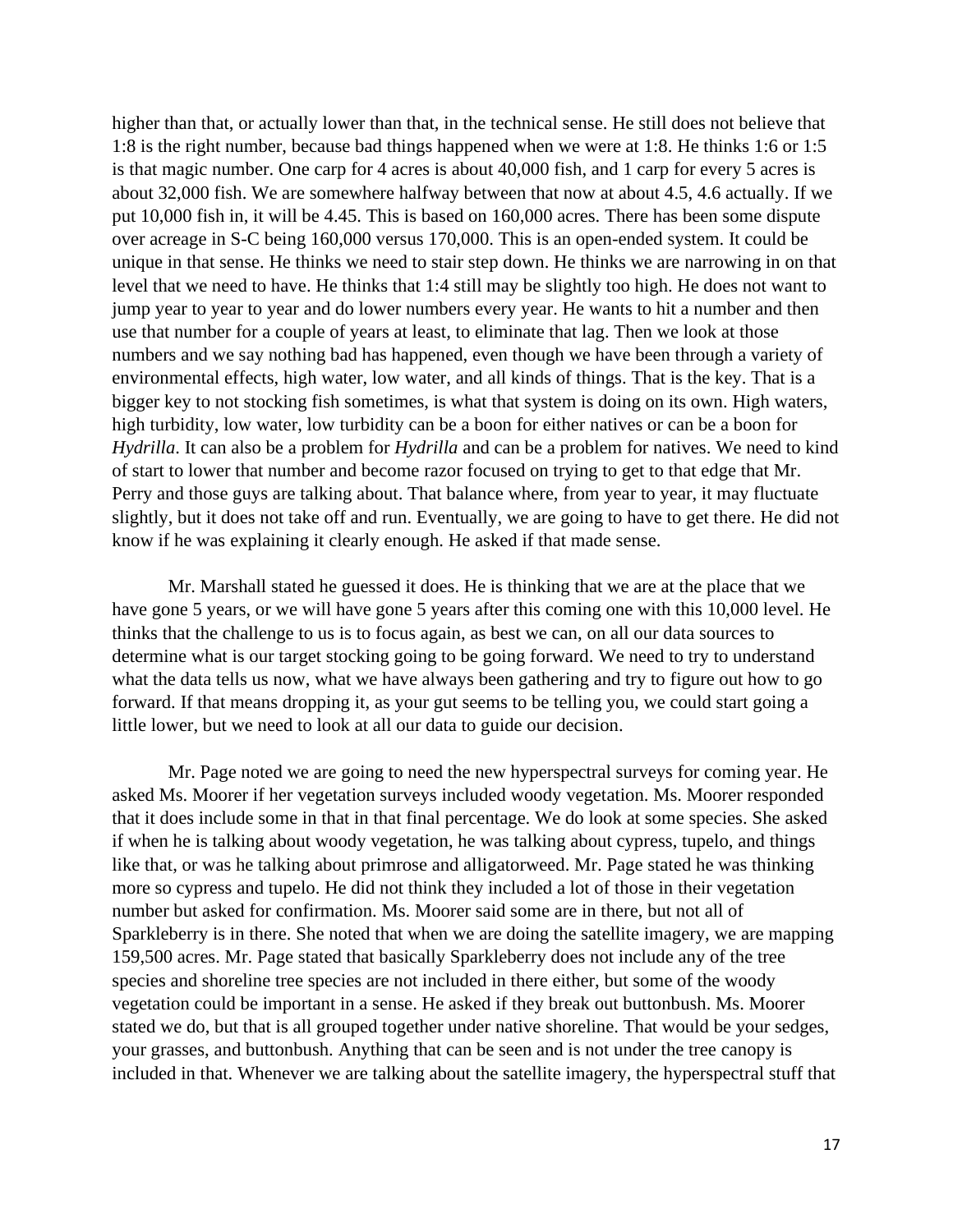higher than that, or actually lower than that, in the technical sense. He still does not believe that 1:8 is the right number, because bad things happened when we were at 1:8. He thinks 1:6 or 1:5 is that magic number. One carp for 4 acres is about 40,000 fish, and 1 carp for every 5 acres is about 32,000 fish. We are somewhere halfway between that now at about 4.5, 4.6 actually. If we put 10,000 fish in, it will be 4.45. This is based on 160,000 acres. There has been some dispute over acreage in S-C being 160,000 versus 170,000. This is an open-ended system. It could be unique in that sense. He thinks we need to stair step down. He thinks we are narrowing in on that level that we need to have. He thinks that 1:4 still may be slightly too high. He does not want to jump year to year to year and do lower numbers every year. He wants to hit a number and then use that number for a couple of years at least, to eliminate that lag. Then we look at those numbers and we say nothing bad has happened, even though we have been through a variety of environmental effects, high water, low water, and all kinds of things. That is the key. That is a bigger key to not stocking fish sometimes, is what that system is doing on its own. High waters, high turbidity, low water, low turbidity can be a boon for either natives or can be a boon for *Hydrilla*. It can also be a problem for *Hydrilla* and can be a problem for natives. We need to kind of start to lower that number and become razor focused on trying to get to that edge that Mr. Perry and those guys are talking about. That balance where, from year to year, it may fluctuate slightly, but it does not take off and run. Eventually, we are going to have to get there. He did not know if he was explaining it clearly enough. He asked if that made sense.

Mr. Marshall stated he guessed it does. He is thinking that we are at the place that we have gone 5 years, or we will have gone 5 years after this coming one with this 10,000 level. He thinks that the challenge to us is to focus again, as best we can, on all our data sources to determine what is our target stocking going to be going forward. We need to try to understand what the data tells us now, what we have always been gathering and try to figure out how to go forward. If that means dropping it, as your gut seems to be telling you, we could start going a little lower, but we need to look at all our data to guide our decision.

Mr. Page noted we are going to need the new hyperspectral surveys for coming year. He asked Ms. Moorer if her vegetation surveys included woody vegetation. Ms. Moorer responded that it does include some in that in that final percentage. We do look at some species. She asked if when he is talking about woody vegetation, he was talking about cypress, tupelo, and things like that, or was he talking about primrose and alligatorweed. Mr. Page stated he was thinking more so cypress and tupelo. He did not think they included a lot of those in their vegetation number but asked for confirmation. Ms. Moorer said some are in there, but not all of Sparkleberry is in there. She noted that when we are doing the satellite imagery, we are mapping 159,500 acres. Mr. Page stated that basically Sparkleberry does not include any of the tree species and shoreline tree species are not included in there either, but some of the woody vegetation could be important in a sense. He asked if they break out buttonbush. Ms. Moorer stated we do, but that is all grouped together under native shoreline. That would be your sedges, your grasses, and buttonbush. Anything that can be seen and is not under the tree canopy is included in that. Whenever we are talking about the satellite imagery, the hyperspectral stuff that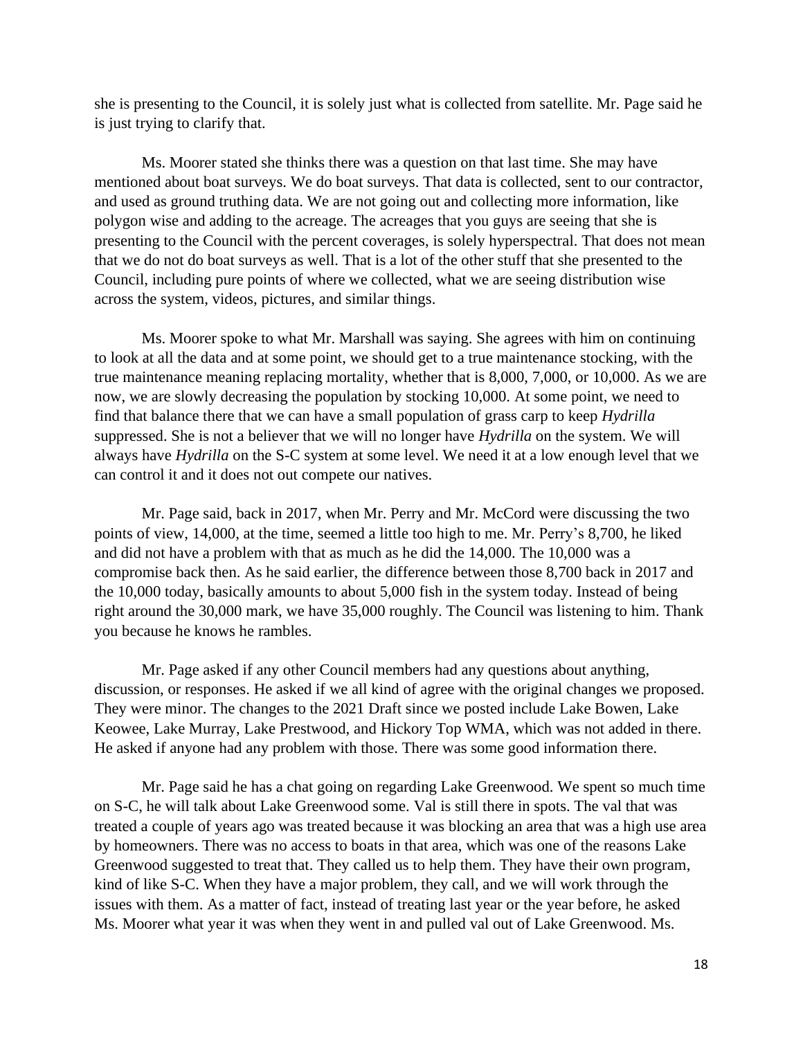she is presenting to the Council, it is solely just what is collected from satellite. Mr. Page said he is just trying to clarify that.

Ms. Moorer stated she thinks there was a question on that last time. She may have mentioned about boat surveys. We do boat surveys. That data is collected, sent to our contractor, and used as ground truthing data. We are not going out and collecting more information, like polygon wise and adding to the acreage. The acreages that you guys are seeing that she is presenting to the Council with the percent coverages, is solely hyperspectral. That does not mean that we do not do boat surveys as well. That is a lot of the other stuff that she presented to the Council, including pure points of where we collected, what we are seeing distribution wise across the system, videos, pictures, and similar things.

Ms. Moorer spoke to what Mr. Marshall was saying. She agrees with him on continuing to look at all the data and at some point, we should get to a true maintenance stocking, with the true maintenance meaning replacing mortality, whether that is 8,000, 7,000, or 10,000. As we are now, we are slowly decreasing the population by stocking 10,000. At some point, we need to find that balance there that we can have a small population of grass carp to keep *Hydrilla* suppressed. She is not a believer that we will no longer have *Hydrilla* on the system. We will always have *Hydrilla* on the S-C system at some level. We need it at a low enough level that we can control it and it does not out compete our natives.

Mr. Page said, back in 2017, when Mr. Perry and Mr. McCord were discussing the two points of view, 14,000, at the time, seemed a little too high to me. Mr. Perry's 8,700, he liked and did not have a problem with that as much as he did the 14,000. The 10,000 was a compromise back then. As he said earlier, the difference between those 8,700 back in 2017 and the 10,000 today, basically amounts to about 5,000 fish in the system today. Instead of being right around the 30,000 mark, we have 35,000 roughly. The Council was listening to him. Thank you because he knows he rambles.

Mr. Page asked if any other Council members had any questions about anything, discussion, or responses. He asked if we all kind of agree with the original changes we proposed. They were minor. The changes to the 2021 Draft since we posted include Lake Bowen, Lake Keowee, Lake Murray, Lake Prestwood, and Hickory Top WMA, which was not added in there. He asked if anyone had any problem with those. There was some good information there.

Mr. Page said he has a chat going on regarding Lake Greenwood. We spent so much time on S-C, he will talk about Lake Greenwood some. Val is still there in spots. The val that was treated a couple of years ago was treated because it was blocking an area that was a high use area by homeowners. There was no access to boats in that area, which was one of the reasons Lake Greenwood suggested to treat that. They called us to help them. They have their own program, kind of like S-C. When they have a major problem, they call, and we will work through the issues with them. As a matter of fact, instead of treating last year or the year before, he asked Ms. Moorer what year it was when they went in and pulled val out of Lake Greenwood. Ms.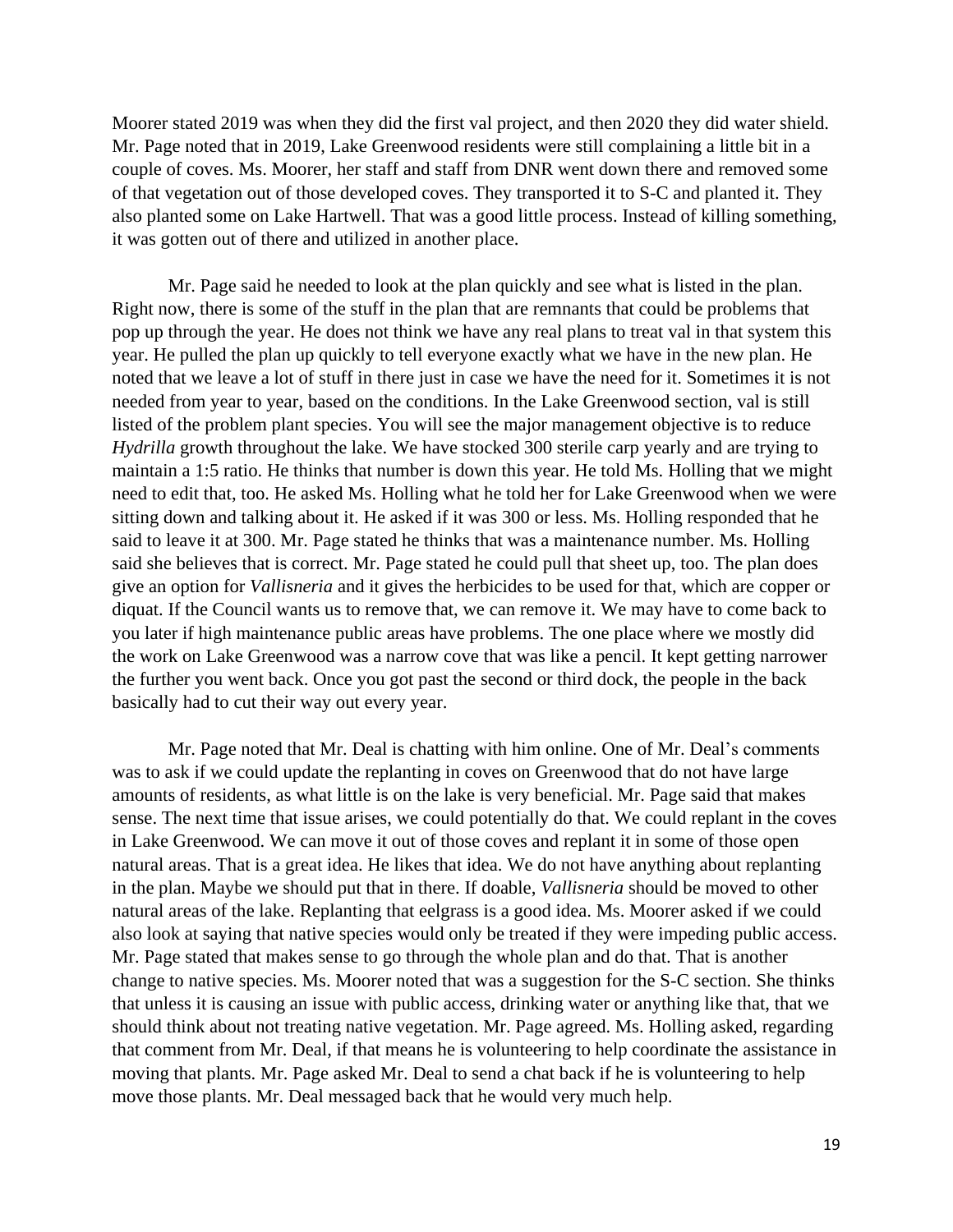Moorer stated 2019 was when they did the first val project, and then 2020 they did water shield. Mr. Page noted that in 2019, Lake Greenwood residents were still complaining a little bit in a couple of coves. Ms. Moorer, her staff and staff from DNR went down there and removed some of that vegetation out of those developed coves. They transported it to S-C and planted it. They also planted some on Lake Hartwell. That was a good little process. Instead of killing something, it was gotten out of there and utilized in another place.

Mr. Page said he needed to look at the plan quickly and see what is listed in the plan. Right now, there is some of the stuff in the plan that are remnants that could be problems that pop up through the year. He does not think we have any real plans to treat val in that system this year. He pulled the plan up quickly to tell everyone exactly what we have in the new plan. He noted that we leave a lot of stuff in there just in case we have the need for it. Sometimes it is not needed from year to year, based on the conditions. In the Lake Greenwood section, val is still listed of the problem plant species. You will see the major management objective is to reduce *Hydrilla* growth throughout the lake. We have stocked 300 sterile carp yearly and are trying to maintain a 1:5 ratio. He thinks that number is down this year. He told Ms. Holling that we might need to edit that, too. He asked Ms. Holling what he told her for Lake Greenwood when we were sitting down and talking about it. He asked if it was 300 or less. Ms. Holling responded that he said to leave it at 300. Mr. Page stated he thinks that was a maintenance number. Ms. Holling said she believes that is correct. Mr. Page stated he could pull that sheet up, too. The plan does give an option for *Vallisneria* and it gives the herbicides to be used for that, which are copper or diquat. If the Council wants us to remove that, we can remove it. We may have to come back to you later if high maintenance public areas have problems. The one place where we mostly did the work on Lake Greenwood was a narrow cove that was like a pencil. It kept getting narrower the further you went back. Once you got past the second or third dock, the people in the back basically had to cut their way out every year.

Mr. Page noted that Mr. Deal is chatting with him online. One of Mr. Deal's comments was to ask if we could update the replanting in coves on Greenwood that do not have large amounts of residents, as what little is on the lake is very beneficial. Mr. Page said that makes sense. The next time that issue arises, we could potentially do that. We could replant in the coves in Lake Greenwood. We can move it out of those coves and replant it in some of those open natural areas. That is a great idea. He likes that idea. We do not have anything about replanting in the plan. Maybe we should put that in there. If doable, *Vallisneria* should be moved to other natural areas of the lake. Replanting that eelgrass is a good idea. Ms. Moorer asked if we could also look at saying that native species would only be treated if they were impeding public access. Mr. Page stated that makes sense to go through the whole plan and do that. That is another change to native species. Ms. Moorer noted that was a suggestion for the S-C section. She thinks that unless it is causing an issue with public access, drinking water or anything like that, that we should think about not treating native vegetation. Mr. Page agreed. Ms. Holling asked, regarding that comment from Mr. Deal, if that means he is volunteering to help coordinate the assistance in moving that plants. Mr. Page asked Mr. Deal to send a chat back if he is volunteering to help move those plants. Mr. Deal messaged back that he would very much help.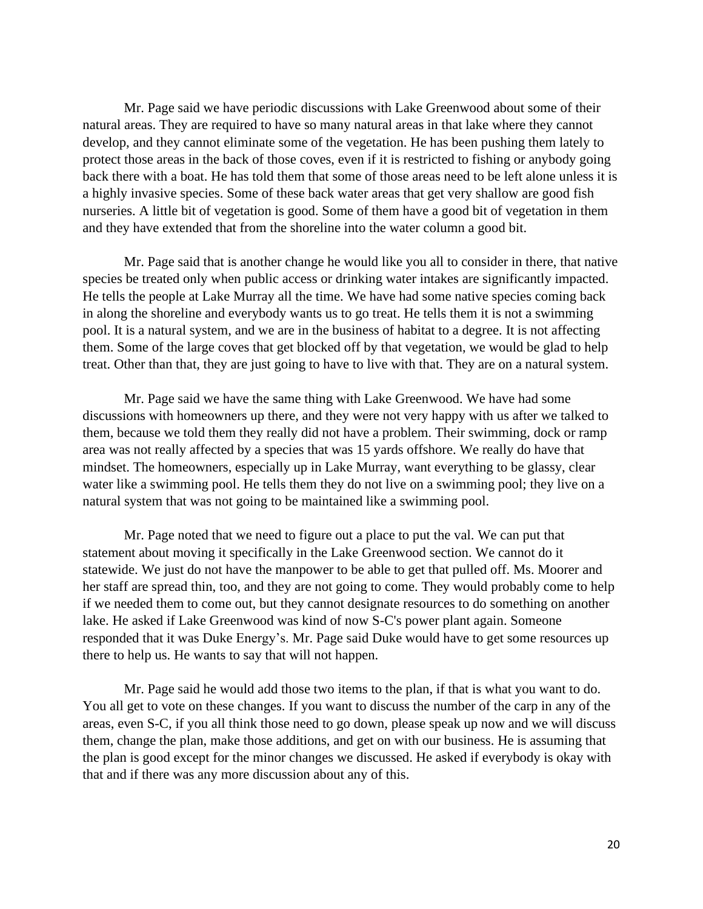Mr. Page said we have periodic discussions with Lake Greenwood about some of their natural areas. They are required to have so many natural areas in that lake where they cannot develop, and they cannot eliminate some of the vegetation. He has been pushing them lately to protect those areas in the back of those coves, even if it is restricted to fishing or anybody going back there with a boat. He has told them that some of those areas need to be left alone unless it is a highly invasive species. Some of these back water areas that get very shallow are good fish nurseries. A little bit of vegetation is good. Some of them have a good bit of vegetation in them and they have extended that from the shoreline into the water column a good bit.

Mr. Page said that is another change he would like you all to consider in there, that native species be treated only when public access or drinking water intakes are significantly impacted. He tells the people at Lake Murray all the time. We have had some native species coming back in along the shoreline and everybody wants us to go treat. He tells them it is not a swimming pool. It is a natural system, and we are in the business of habitat to a degree. It is not affecting them. Some of the large coves that get blocked off by that vegetation, we would be glad to help treat. Other than that, they are just going to have to live with that. They are on a natural system.

Mr. Page said we have the same thing with Lake Greenwood. We have had some discussions with homeowners up there, and they were not very happy with us after we talked to them, because we told them they really did not have a problem. Their swimming, dock or ramp area was not really affected by a species that was 15 yards offshore. We really do have that mindset. The homeowners, especially up in Lake Murray, want everything to be glassy, clear water like a swimming pool. He tells them they do not live on a swimming pool; they live on a natural system that was not going to be maintained like a swimming pool.

Mr. Page noted that we need to figure out a place to put the val. We can put that statement about moving it specifically in the Lake Greenwood section. We cannot do it statewide. We just do not have the manpower to be able to get that pulled off. Ms. Moorer and her staff are spread thin, too, and they are not going to come. They would probably come to help if we needed them to come out, but they cannot designate resources to do something on another lake. He asked if Lake Greenwood was kind of now S-C's power plant again. Someone responded that it was Duke Energy's. Mr. Page said Duke would have to get some resources up there to help us. He wants to say that will not happen.

Mr. Page said he would add those two items to the plan, if that is what you want to do. You all get to vote on these changes. If you want to discuss the number of the carp in any of the areas, even S-C, if you all think those need to go down, please speak up now and we will discuss them, change the plan, make those additions, and get on with our business. He is assuming that the plan is good except for the minor changes we discussed. He asked if everybody is okay with that and if there was any more discussion about any of this.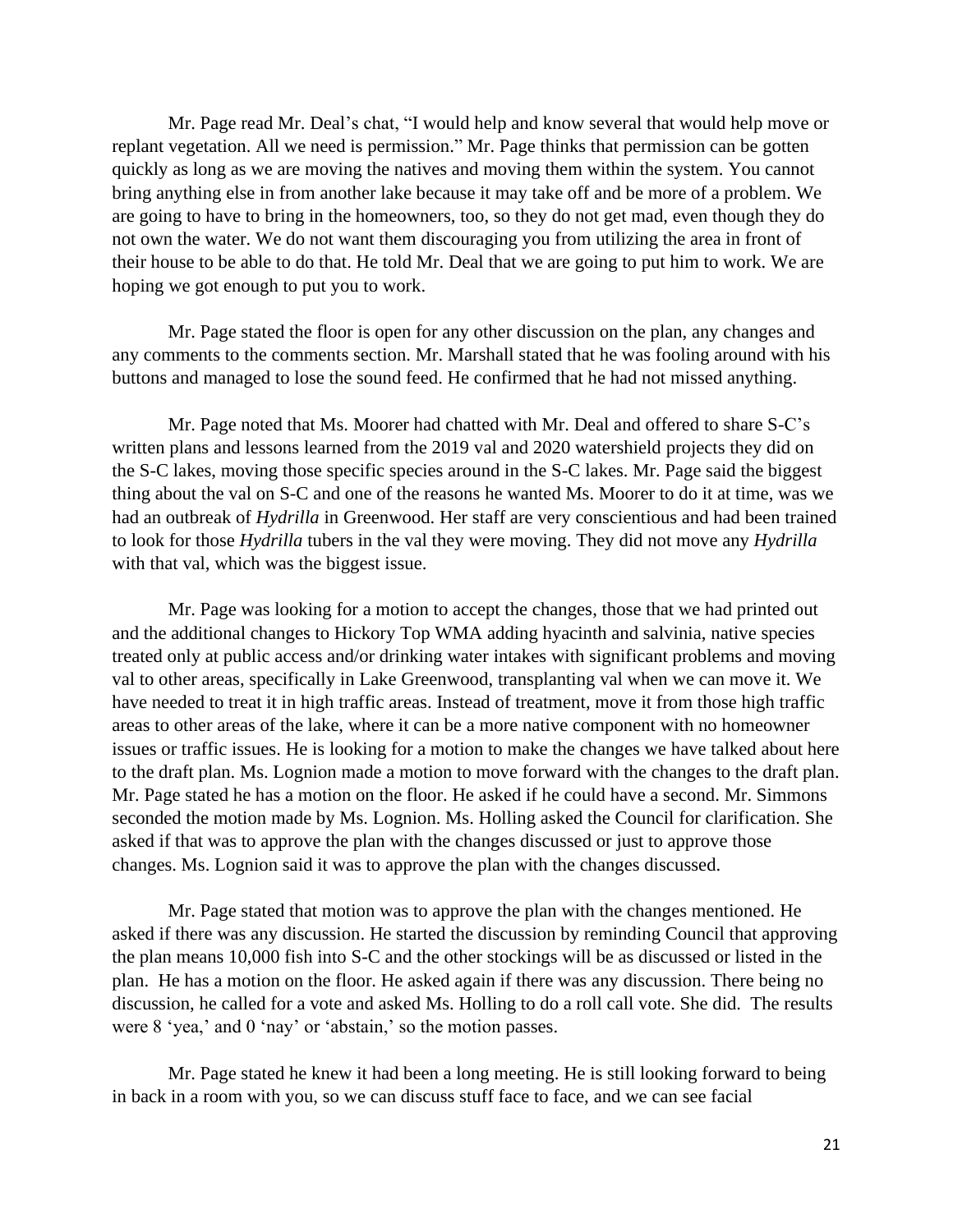Mr. Page read Mr. Deal's chat, "I would help and know several that would help move or replant vegetation. All we need is permission." Mr. Page thinks that permission can be gotten quickly as long as we are moving the natives and moving them within the system. You cannot bring anything else in from another lake because it may take off and be more of a problem. We are going to have to bring in the homeowners, too, so they do not get mad, even though they do not own the water. We do not want them discouraging you from utilizing the area in front of their house to be able to do that. He told Mr. Deal that we are going to put him to work. We are hoping we got enough to put you to work.

Mr. Page stated the floor is open for any other discussion on the plan, any changes and any comments to the comments section. Mr. Marshall stated that he was fooling around with his buttons and managed to lose the sound feed. He confirmed that he had not missed anything.

Mr. Page noted that Ms. Moorer had chatted with Mr. Deal and offered to share S-C's written plans and lessons learned from the 2019 val and 2020 watershield projects they did on the S-C lakes, moving those specific species around in the S-C lakes. Mr. Page said the biggest thing about the val on S-C and one of the reasons he wanted Ms. Moorer to do it at time, was we had an outbreak of *Hydrilla* in Greenwood. Her staff are very conscientious and had been trained to look for those *Hydrilla* tubers in the val they were moving. They did not move any *Hydrilla* with that val, which was the biggest issue.

Mr. Page was looking for a motion to accept the changes, those that we had printed out and the additional changes to Hickory Top WMA adding hyacinth and salvinia, native species treated only at public access and/or drinking water intakes with significant problems and moving val to other areas, specifically in Lake Greenwood, transplanting val when we can move it. We have needed to treat it in high traffic areas. Instead of treatment, move it from those high traffic areas to other areas of the lake, where it can be a more native component with no homeowner issues or traffic issues. He is looking for a motion to make the changes we have talked about here to the draft plan. Ms. Lognion made a motion to move forward with the changes to the draft plan. Mr. Page stated he has a motion on the floor. He asked if he could have a second. Mr. Simmons seconded the motion made by Ms. Lognion. Ms. Holling asked the Council for clarification. She asked if that was to approve the plan with the changes discussed or just to approve those changes. Ms. Lognion said it was to approve the plan with the changes discussed.

Mr. Page stated that motion was to approve the plan with the changes mentioned. He asked if there was any discussion. He started the discussion by reminding Council that approving the plan means 10,000 fish into S-C and the other stockings will be as discussed or listed in the plan. He has a motion on the floor. He asked again if there was any discussion. There being no discussion, he called for a vote and asked Ms. Holling to do a roll call vote. She did. The results were 8 'yea,' and 0 'nay' or 'abstain,' so the motion passes.

Mr. Page stated he knew it had been a long meeting. He is still looking forward to being in back in a room with you, so we can discuss stuff face to face, and we can see facial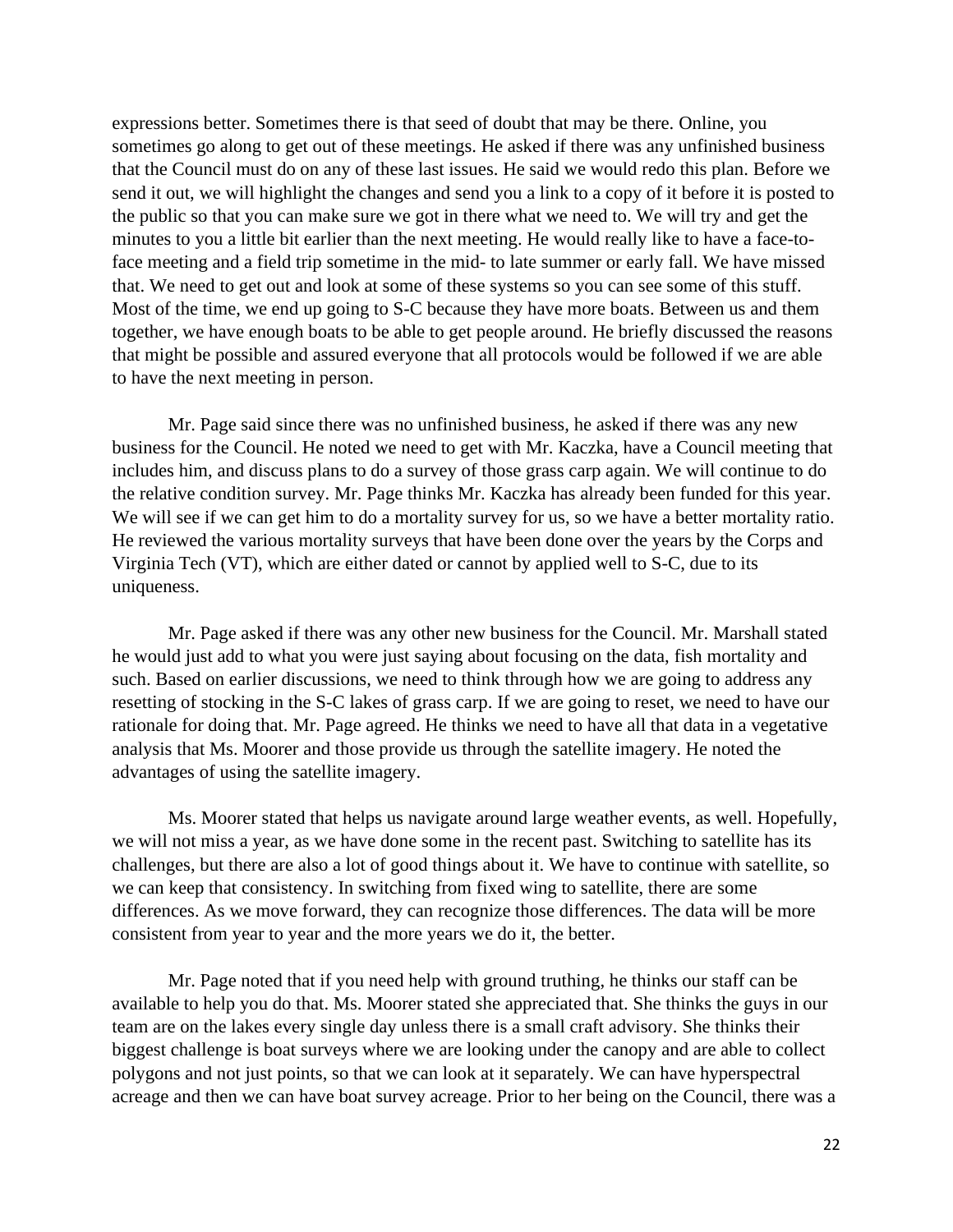expressions better. Sometimes there is that seed of doubt that may be there. Online, you sometimes go along to get out of these meetings. He asked if there was any unfinished business that the Council must do on any of these last issues. He said we would redo this plan. Before we send it out, we will highlight the changes and send you a link to a copy of it before it is posted to the public so that you can make sure we got in there what we need to. We will try and get the minutes to you a little bit earlier than the next meeting. He would really like to have a face-to-face meeting and a field trip sometime in the mid- to late summer or early fall. We have missed that. We need to get out and look at some of these systems so you can see some of this stuff. Most of the time, we end up going to S-C because they have more boats. Between us and them together, we have enough boats to be able to get people around. He briefly discussed the reasons that might be possible and assured everyone that all protocols would be followed if we are able to have the next meeting in person.

Mr. Page said since there was no unfinished business, he asked if there was any new business for the Council. He noted we need to get with Mr. Kaczka, have a Council meeting that includes him, and discuss plans to do a survey of those grass carp again. We will continue to do the relative condition survey. Mr. Page thinks Mr. Kaczka has already been funded for this year. We will see if we can get him to do a mortality survey for us, so we have a better mortality ratio. He reviewed the various mortality surveys that have been done over the years by the Corps and Virginia Tech (VT), which are either dated or cannot by applied well to S-C, due to its uniqueness.

Mr. Page asked if there was any other new business for the Council. Mr. Marshall stated he would just add to what you were just saying about focusing on the data, fish mortality and such. Based on earlier discussions, we need to think through how we are going to address any resetting of stocking in the S-C lakes of grass carp. If we are going to reset, we need to have our rationale for doing that. Mr. Page agreed. He thinks we need to have all that data in a vegetative analysis that Ms. Moorer and those provide us through the satellite imagery. He noted the advantages of using the satellite imagery.

Ms. Moorer stated that helps us navigate around large weather events, as well. Hopefully, we will not miss a year, as we have done some in the recent past. Switching to satellite has its challenges, but there are also a lot of good things about it. We have to continue with satellite, so we can keep that consistency. In switching from fixed wing to satellite, there are some differences. As we move forward, they can recognize those differences. The data will be more consistent from year to year and the more years we do it, the better.

Mr. Page noted that if you need help with ground truthing, he thinks our staff can be available to help you do that. Ms. Moorer stated she appreciated that. She thinks the guys in our team are on the lakes every single day unless there is a small craft advisory. She thinks their biggest challenge is boat surveys where we are looking under the canopy and are able to collect polygons and not just points, so that we can look at it separately. We can have hyperspectral acreage and then we can have boat survey acreage. Prior to her being on the Council, there was a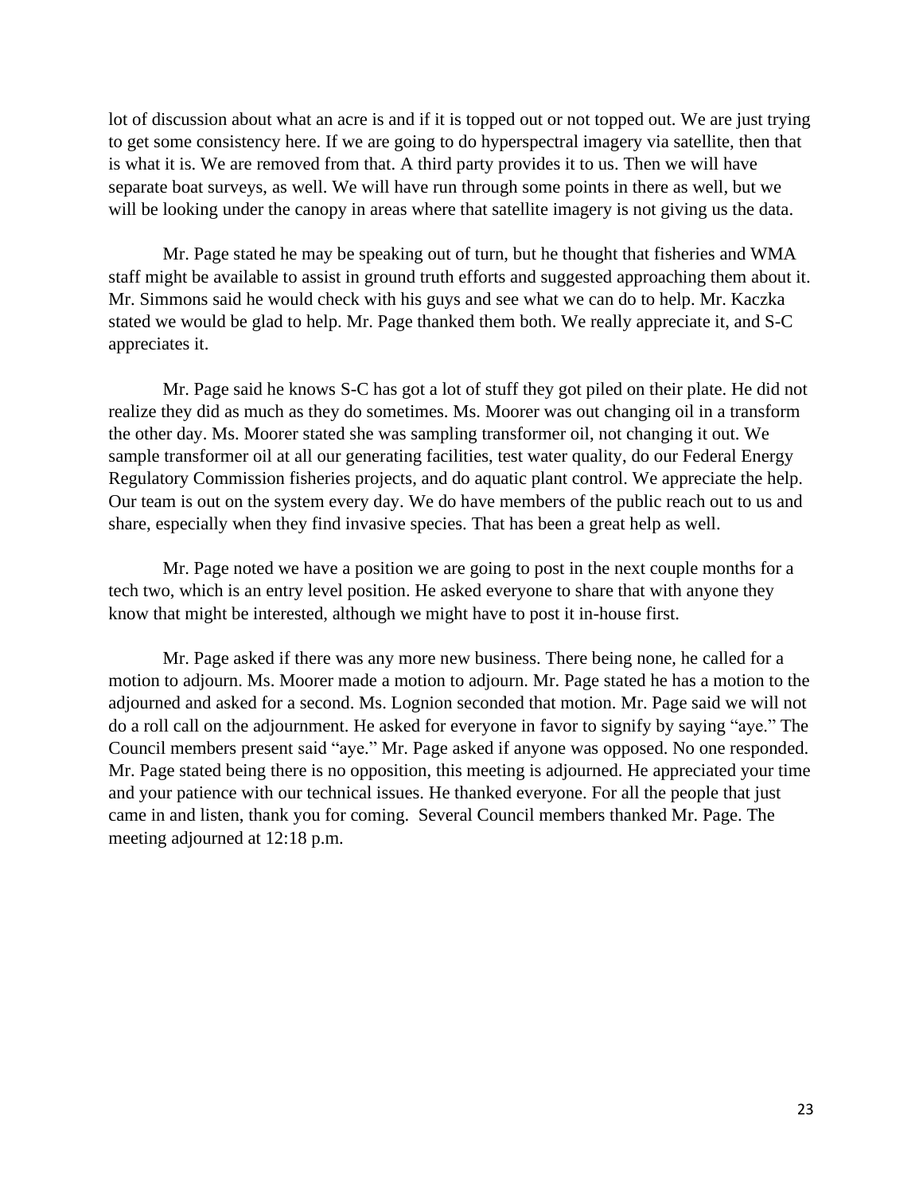lot of discussion about what an acre is and if it is topped out or not topped out. We are just trying to get some consistency here. If we are going to do hyperspectral imagery via satellite, then that is what it is. We are removed from that. A third party provides it to us. Then we will have separate boat surveys, as well. We will have run through some points in there as well, but we will be looking under the canopy in areas where that satellite imagery is not giving us the data.

Mr. Page stated he may be speaking out of turn, but he thought that fisheries and WMA staff might be available to assist in ground truth efforts and suggested approaching them about it. Mr. Simmons said he would check with his guys and see what we can do to help. Mr. Kaczka stated we would be glad to help. Mr. Page thanked them both. We really appreciate it, and S-C appreciates it.

Mr. Page said he knows S-C has got a lot of stuff they got piled on their plate. He did not realize they did as much as they do sometimes. Ms. Moorer was out changing oil in a transform the other day. Ms. Moorer stated she was sampling transformer oil, not changing it out. We sample transformer oil at all our generating facilities, test water quality, do our Federal Energy Regulatory Commission fisheries projects, and do aquatic plant control. We appreciate the help. Our team is out on the system every day. We do have members of the public reach out to us and share, especially when they find invasive species. That has been a great help as well.

Mr. Page noted we have a position we are going to post in the next couple months for a tech two, which is an entry level position. He asked everyone to share that with anyone they know that might be interested, although we might have to post it in-house first.

Mr. Page asked if there was any more new business. There being none, he called for a motion to adjourn. Ms. Moorer made a motion to adjourn. Mr. Page stated he has a motion to the adjourned and asked for a second. Ms. Lognion seconded that motion. Mr. Page said we will not do a roll call on the adjournment. He asked for everyone in favor to signify by saying "aye." The Council members present said "aye." Mr. Page asked if anyone was opposed. No one responded. Mr. Page stated being there is no opposition, this meeting is adjourned. He appreciated your time and your patience with our technical issues. He thanked everyone. For all the people that just came in and listen, thank you for coming. Several Council members thanked Mr. Page. The meeting adjourned at 12:18 p.m.